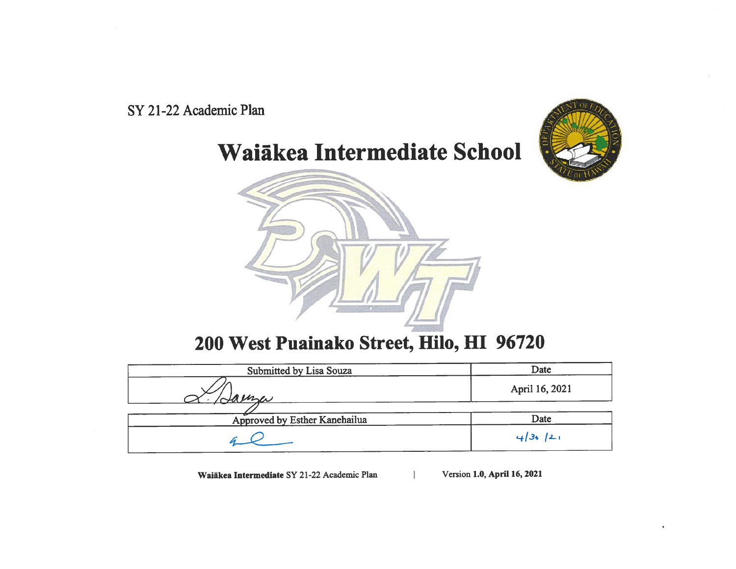SY 21-22 Academic Plan

# Waiākea Intermediate School

## 200 West Puainako Street, Hilo, HI 96720

| Submitted by Lisa Souza | Date |
|---|---|
| | April 16, 2021 |

| Approved by Esther Kanehailua | Date |
|---|---|
| | 4/30/21 |

**Waiākea Intermediate** SY 21-22 Academic Plan | Version **1.0, April 16, 2021**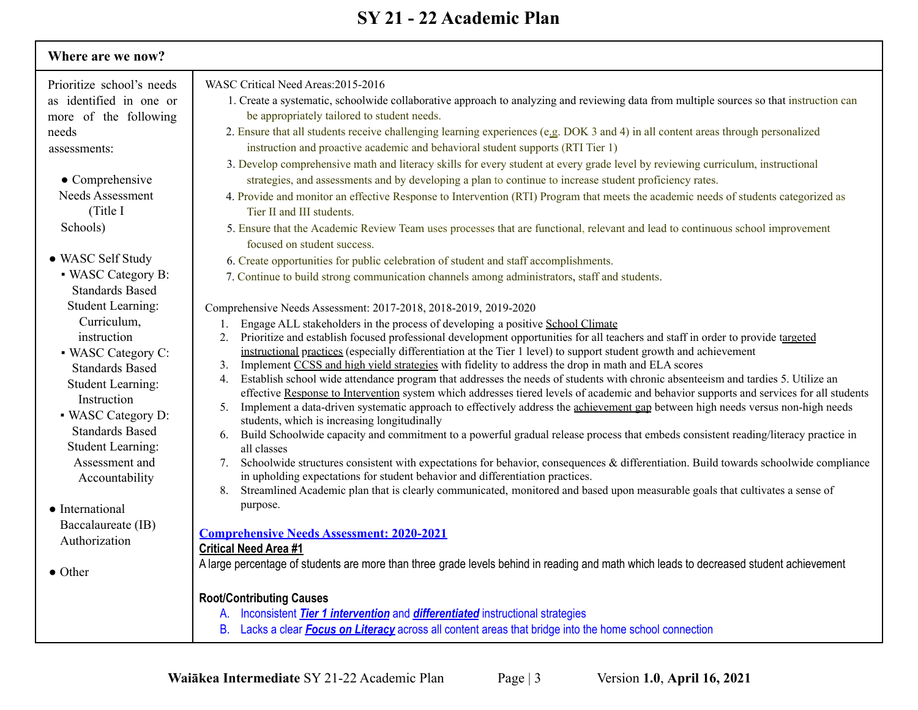# SY 21 - 22 Academic Plan

| Where are we now? | |
|---|---|
| Prioritize school's needs as identified in one or more of the following needs assessments:<br><br>● Comprehensive Needs Assessment (Title I Schools)<br><br>● WASC Self Study<br>▪ WASC Category B: Standards Based Student Learning: Curriculum, instruction<br>▪ WASC Category C: Standards Based Student Learning: Instruction<br>▪ WASC Category D: Standards Based Student Learning: Assessment and Accountability<br><br>● International Baccalaureate (IB) Authorization<br><br>● Other | WASC Critical Need Areas:2015-2016<br>1. Create a systematic, schoolwide collaborative approach to analyzing and reviewing data from multiple sources so that instruction can be appropriately tailored to student needs.<br>2. Ensure that all students receive challenging learning experiences (e.g. DOK 3 and 4) in all content areas through personalized instruction and proactive academic and behavioral student supports (RTI Tier 1)<br>3. Develop comprehensive math and literacy skills for every student at every grade level by reviewing curriculum, instructional strategies, and assessments and by developing a plan to continue to increase student proficiency rates.<br>4. Provide and monitor an effective Response to Intervention (RTI) Program that meets the academic needs of students categorized as Tier II and III students.<br>5. Ensure that the Academic Review Team uses processes that are functional, relevant and lead to continuous school improvement focused on student success.<br>6. Create opportunities for public celebration of student and staff accomplishments.<br>7. Continue to build strong communication channels among administrators, staff and students.<br><br>Comprehensive Needs Assessment: 2017-2018, 2018-2019, 2019-2020<br>1. Engage ALL stakeholders in the process of developing a positive School Climate<br>2. Prioritize and establish focused professional development opportunities for all teachers and staff in order to provide targeted instructional practices (especially differentiation at the Tier 1 level) to support student growth and achievement<br>3. Implement CCSS and high yield strategies with fidelity to address the drop in math and ELA scores<br>4. Establish school wide attendance program that addresses the needs of students with chronic absenteeism and tardies 5. Utilize an effective Response to Intervention system which addresses tiered levels of academic and behavior supports and services for all students<br>5. Implement a data-driven systematic approach to effectively address the achievement gap between high needs versus non-high needs students, which is increasing longitudinally<br>6. Build Schoolwide capacity and commitment to a powerful gradual release process that embeds consistent reading/literacy practice in all classes<br>7. Schoolwide structures consistent with expectations for behavior, consequences & differentiation. Build towards schoolwide compliance in upholding expectations for student behavior and differentiation practices.<br>8. Streamlined Academic plan that is clearly communicated, monitored and based upon measurable goals that cultivates a sense of purpose.<br><br>**Comprehensive Needs Assessment: 2020-2021**<br>**Critical Need Area #1**<br>A large percentage of students are more than three grade levels behind in reading and math which leads to decreased student achievement<br><br>**Root/Contributing Causes**<br>A. Inconsistent ***Tier 1 intervention*** and ***differentiated*** instructional strategies<br>B. Lacks a clear ***Focus on Literacy*** across all content areas that bridge into the home school connection |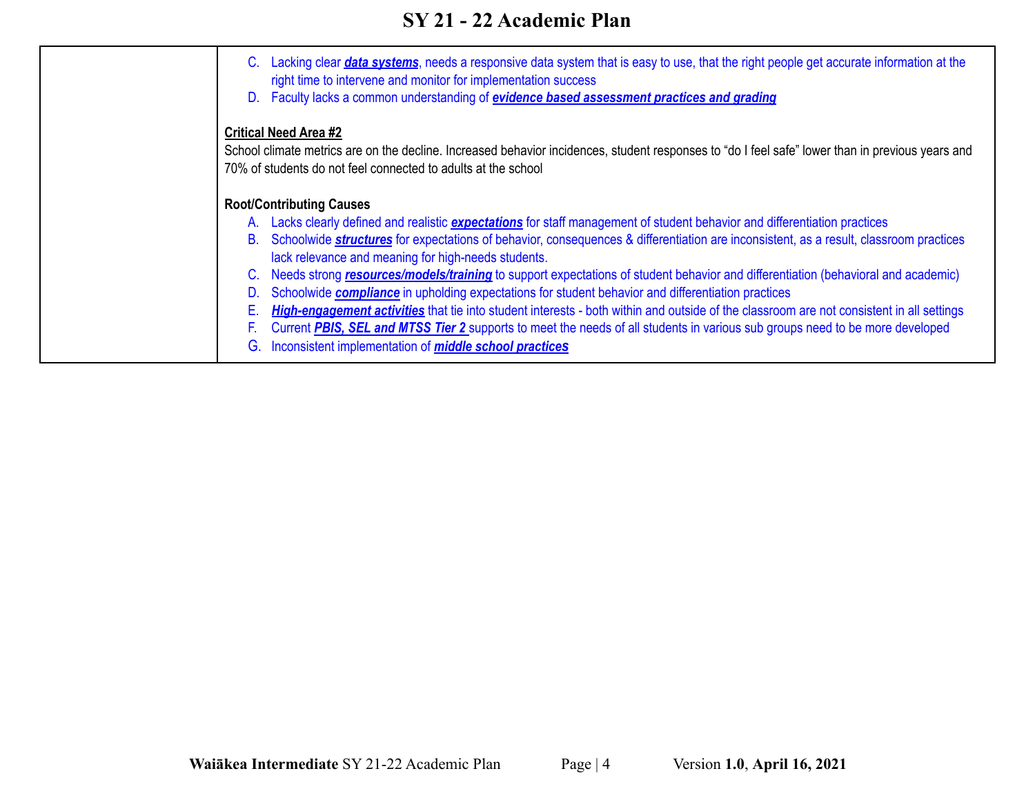| | |
|---|---|
| | C. Lacking clear ***data systems***, needs a responsive data system that is easy to use, that the right people get accurate information at the right time to intervene and monitor for implementation success<br>D. Faculty lacks a common understanding of ***evidence based assessment practices and grading***<br><br>**Critical Need Area #2**<br>School climate metrics are on the decline. Increased behavior incidences, student responses to "do I feel safe" lower than in previous years and 70% of students do not feel connected to adults at the school<br><br>**Root/Contributing Causes**<br>A. Lacks clearly defined and realistic ***expectations*** for staff management of student behavior and differentiation practices<br>B. Schoolwide ***structures*** for expectations of behavior, consequences & differentiation are inconsistent, as a result, classroom practices lack relevance and meaning for high-needs students.<br>C. Needs strong ***resources/models/training*** to support expectations of student behavior and differentiation (behavioral and academic)<br>D. Schoolwide ***compliance*** in upholding expectations for student behavior and differentiation practices<br>E. ***High-engagement activities*** that tie into student interests - both within and outside of the classroom are not consistent in all settings<br>F. Current ***PBIS, SEL and MTSS Tier 2*** supports to meet the needs of all students in various sub groups need to be more developed<br>G. Inconsistent implementation of ***middle school practices*** |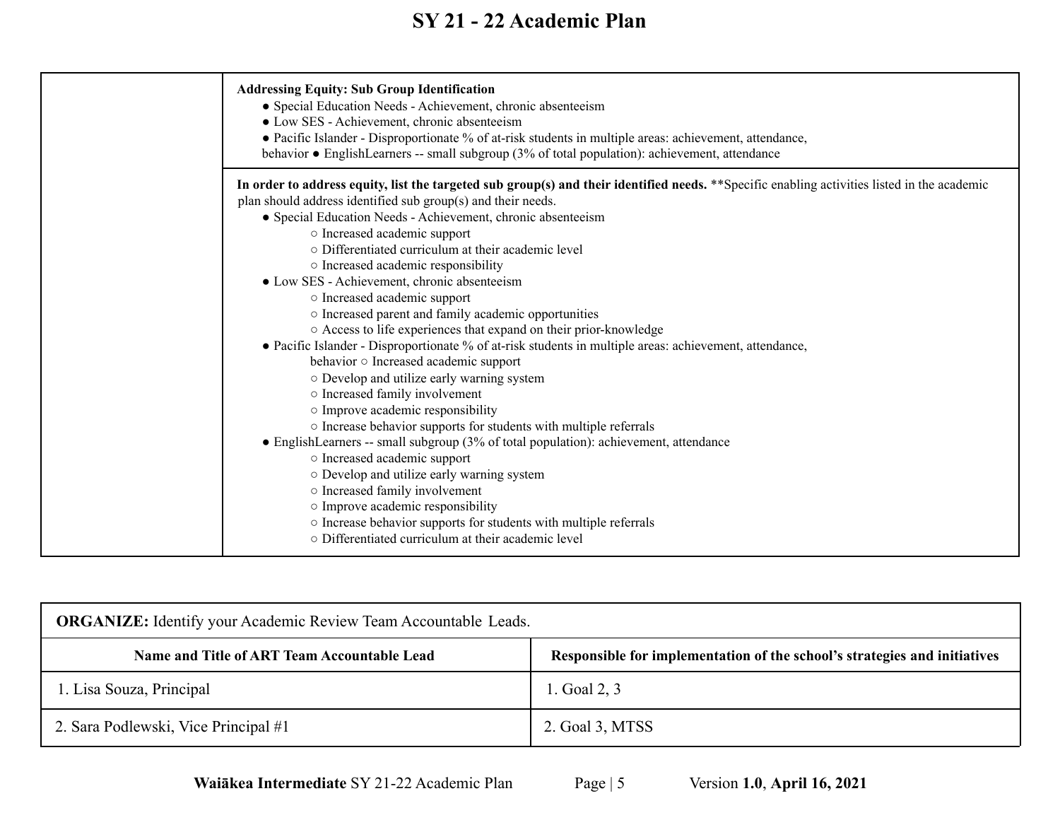# SY 21 - 22 Academic Plan

| | |
|---|---|
| | **Addressing Equity: Sub Group Identification**<br>● Special Education Needs - Achievement, chronic absenteeism<br>● Low SES - Achievement, chronic absenteeism<br>● Pacific Islander - Disproportionate % of at-risk students in multiple areas: achievement, attendance, behavior ● EnglishLearners -- small subgroup (3% of total population): achievement, attendance |
| | **In order to address equity, list the targeted sub group(s) and their identified needs.** **Specific enabling activities listed in the academic plan should address identified sub group(s) and their needs.<br>● Special Education Needs - Achievement, chronic absenteeism<br>○ Increased academic support<br>○ Differentiated curriculum at their academic level<br>○ Increased academic responsibility<br>● Low SES - Achievement, chronic absenteeism<br>○ Increased academic support<br>○ Increased parent and family academic opportunities<br>○ Access to life experiences that expand on their prior-knowledge<br>● Pacific Islander - Disproportionate % of at-risk students in multiple areas: achievement, attendance, behavior ○ Increased academic support<br>○ Develop and utilize early warning system<br>○ Increased family involvement<br>○ Improve academic responsibility<br>○ Increase behavior supports for students with multiple referrals<br>● EnglishLearners -- small subgroup (3% of total population): achievement, attendance<br>○ Increased academic support<br>○ Develop and utilize early warning system<br>○ Increased family involvement<br>○ Improve academic responsibility<br>○ Increase behavior supports for students with multiple referrals<br>○ Differentiated curriculum at their academic level |

**ORGANIZE:** Identify your Academic Review Team Accountable Leads.

| Name and Title of ART Team Accountable Lead | Responsible for implementation of the school's strategies and initiatives |
|---|---|
| 1. Lisa Souza, Principal | 1. Goal 2, 3 |
| 2. Sara Podlewski, Vice Principal #1 | 2. Goal 3, MTSS |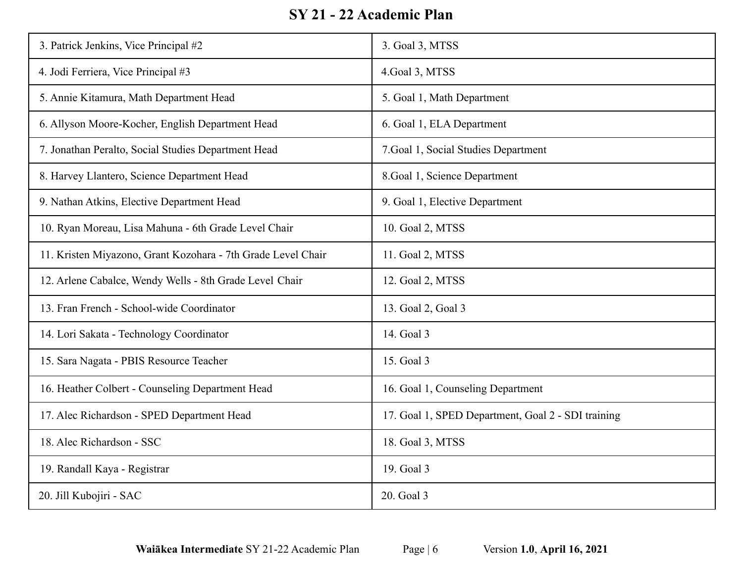# SY 21 - 22 Academic Plan

| | |
|---|---|
| 3. Patrick Jenkins, Vice Principal #2 | 3. Goal 3, MTSS |
| 4. Jodi Ferriera, Vice Principal #3 | 4.Goal 3, MTSS |
| 5. Annie Kitamura, Math Department Head | 5. Goal 1, Math Department |
| 6. Allyson Moore-Kocher, English Department Head | 6. Goal 1, ELA Department |
| 7. Jonathan Peralto, Social Studies Department Head | 7.Goal 1, Social Studies Department |
| 8. Harvey Llantero, Science Department Head | 8.Goal 1, Science Department |
| 9. Nathan Atkins, Elective Department Head | 9. Goal 1, Elective Department |
| 10. Ryan Moreau, Lisa Mahuna - 6th Grade Level Chair | 10. Goal 2, MTSS |
| 11. Kristen Miyazono, Grant Kozohara - 7th Grade Level Chair | 11. Goal 2, MTSS |
| 12. Arlene Cabalce, Wendy Wells - 8th Grade Level Chair | 12. Goal 2, MTSS |
| 13. Fran French - School-wide Coordinator | 13. Goal 2, Goal 3 |
| 14. Lori Sakata - Technology Coordinator | 14. Goal 3 |
| 15. Sara Nagata - PBIS Resource Teacher | 15. Goal 3 |
| 16. Heather Colbert - Counseling Department Head | 16. Goal 1, Counseling Department |
| 17. Alec Richardson - SPED Department Head | 17. Goal 1, SPED Department, Goal 2 - SDI training |
| 18. Alec Richardson - SSC | 18. Goal 3, MTSS |
| 19. Randall Kaya - Registrar | 19. Goal 3 |
| 20. Jill Kubojiri - SAC | 20. Goal 3 |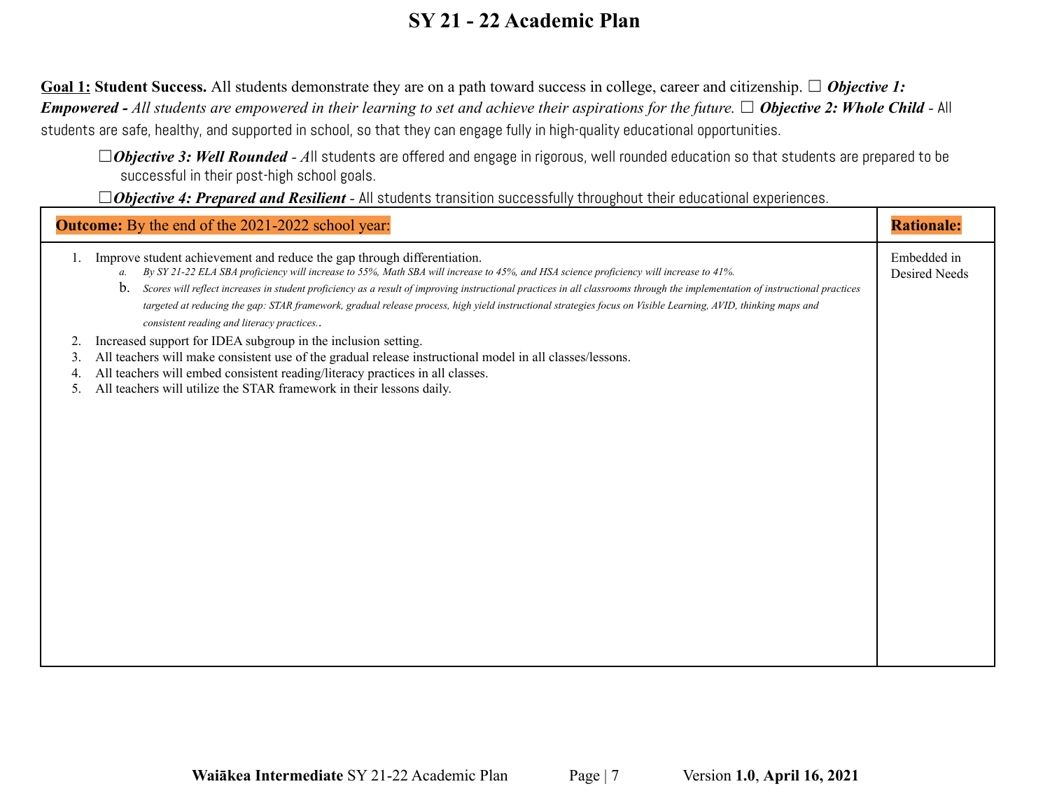# SY 21 - 22 Academic Plan

**Goal 1:** **Student Success.** All students demonstrate they are on a path toward success in college, career and citizenship. ☐ ***Objective 1: Empowered -*** *All students are empowered in their learning to set and achieve their aspirations for the future.* ☐ ***Objective 2: Whole Child*** - All students are safe, healthy, and supported in school, so that they can engage fully in high-quality educational opportunities.

☐***Objective 3: Well Rounded*** - *A*ll students are offered and engage in rigorous, well rounded education so that students are prepared to be successful in their post-high school goals.

☐***Objective 4: Prepared and Resilient*** - All students transition successfully throughout their educational experiences.

| **Outcome:** By the end of the 2021-2022 school year: | **Rationale:** |
|---|---|
| 1. Improve student achievement and reduce the gap through differentiation.<br>&nbsp;&nbsp;&nbsp;&nbsp;a. *By SY 21-22 ELA SBA proficiency will increase to 55%, Math SBA will increase to 45%, and HSA science proficiency will increase to 41%.*<br>&nbsp;&nbsp;&nbsp;&nbsp;b. *Scores will reflect increases in student proficiency as a result of improving instructional practices in all classrooms through the implementation of instructional practices targeted at reducing the gap: STAR framework, gradual release process, high yield instructional strategies focus on Visible Learning, AVID, thinking maps and consistent reading and literacy practices..*<br>2. Increased support for IDEA subgroup in the inclusion setting.<br>3. All teachers will make consistent use of the gradual release instructional model in all classes/lessons.<br>4. All teachers will embed consistent reading/literacy practices in all classes.<br>5. All teachers will utilize the STAR framework in their lessons daily. | Embedded in Desired Needs |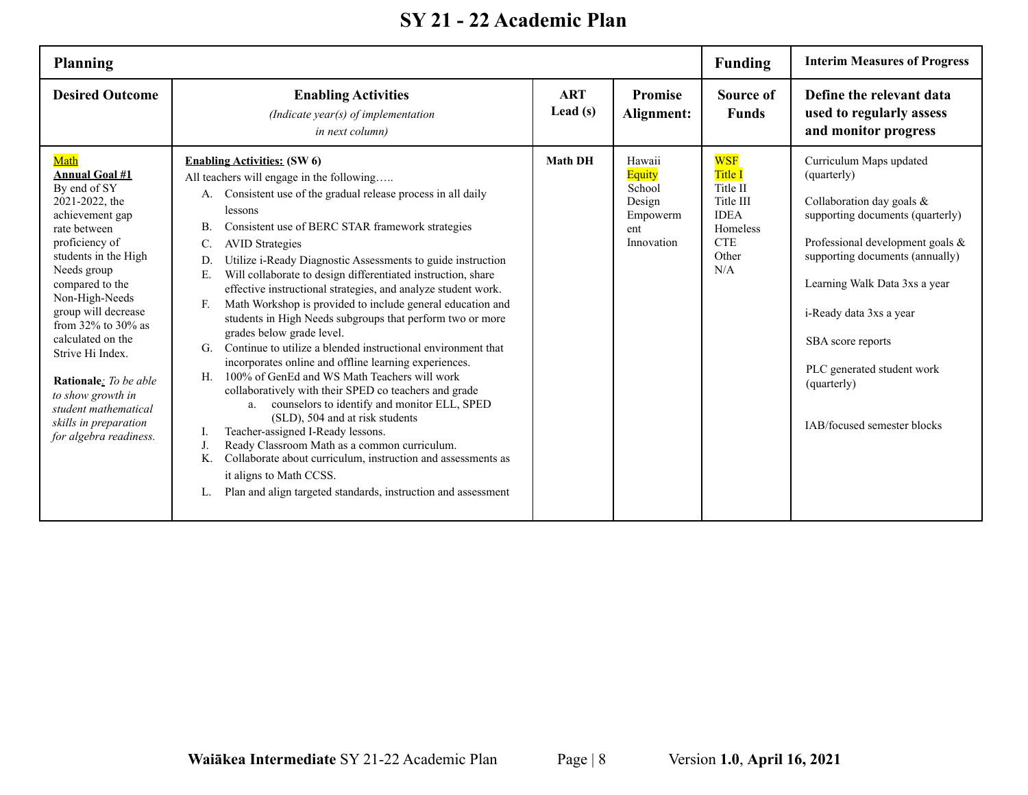# SY 21 - 22 Academic Plan

| Planning | | | | Funding | Interim Measures of Progress |
|---|---|---|---|---|---|
| **Desired Outcome** | **Enabling Activities** *(Indicate year(s) of implementation in next column)* | **ART Lead (s)** | **Promise Alignment:** | **Source of Funds** | **Define the relevant data used to regularly assess and monitor progress** |
| Math<br>**Annual Goal #1**<br>By end of SY 2021-2022, the achievement gap rate between proficiency of students in the High Needs group compared to the Non-High-Needs group will decrease from 32% to 30% as calculated on the Strive Hi Index.<br><br>**Rationale**: *To be able to show growth in student mathematical skills in preparation for algebra readiness.* | **Enabling Activities: (SW 6)**<br>All teachers will engage in the following…..<br>A. Consistent use of the gradual release process in all daily lessons<br>B. Consistent use of BERC STAR framework strategies<br>C. AVID Strategies<br>D. Utilize i-Ready Diagnostic Assessments to guide instruction<br>E. Will collaborate to design differentiated instruction, share effective instructional strategies, and analyze student work.<br>F. Math Workshop is provided to include general education and students in High Needs subgroups that perform two or more grades below grade level.<br>G. Continue to utilize a blended instructional environment that incorporates online and offline learning experiences.<br>H. 100% of GenEd and WS Math Teachers will work collaboratively with their SPED co teachers and grade<br>&nbsp;&nbsp;&nbsp;&nbsp;a. counselors to identify and monitor ELL, SPED (SLD), 504 and at risk students<br>I. Teacher-assigned I-Ready lessons.<br>J. Ready Classroom Math as a common curriculum.<br>K. Collaborate about curriculum, instruction and assessments as it aligns to Math CCSS.<br>L. Plan and align targeted standards, instruction and assessment | **Math DH** | Hawaii<br>Equity<br>School Design<br>Empowerment<br>Innovation | WSF<br>Title I<br>Title II<br>Title III<br>IDEA<br>Homeless<br>CTE<br>Other<br>N/A | Curriculum Maps updated (quarterly)<br><br>Collaboration day goals & supporting documents (quarterly)<br><br>Professional development goals & supporting documents (annually)<br><br>Learning Walk Data 3xs a year<br><br>i-Ready data 3xs a year<br><br>SBA score reports<br><br>PLC generated student work (quarterly)<br><br>IAB/focused semester blocks |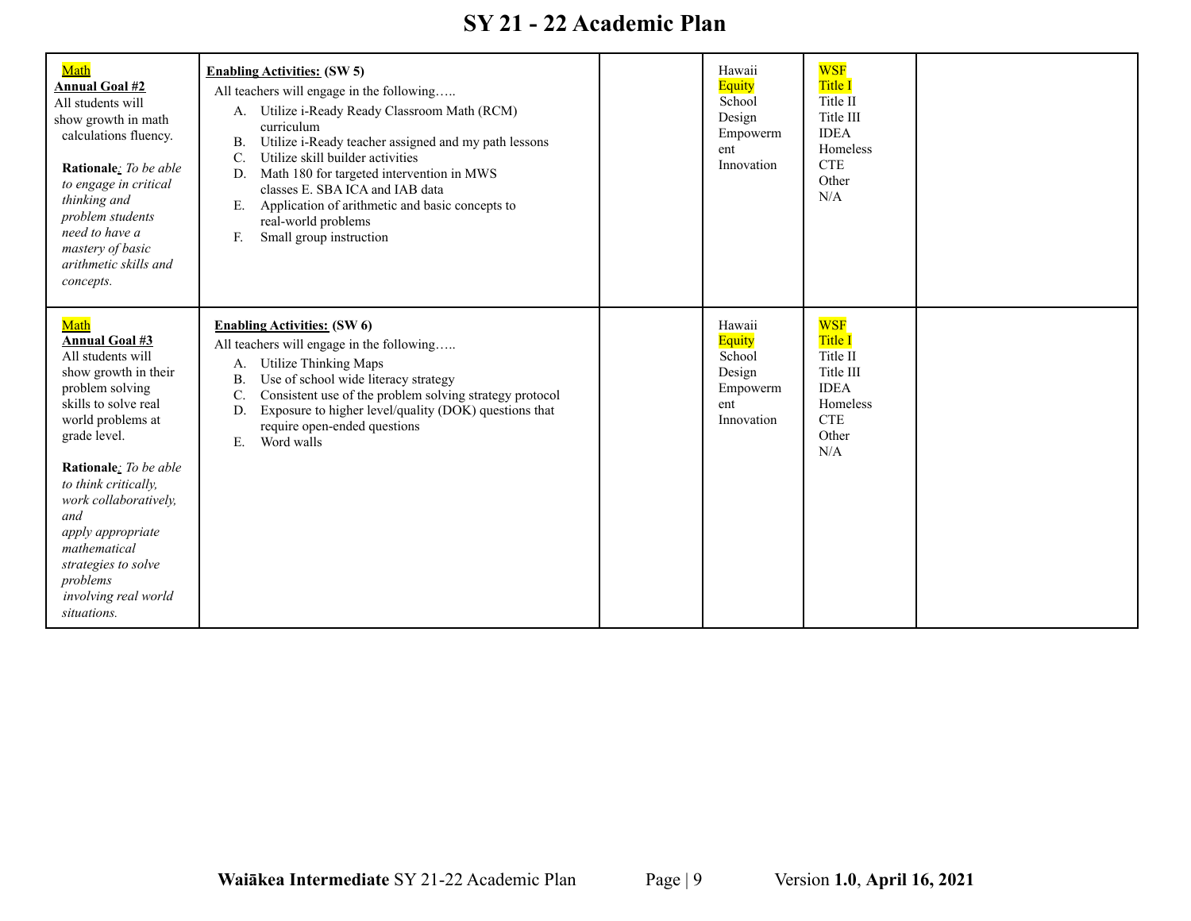# SY 21 - 22 Academic Plan

| | | | | | |
|---|---|---|---|---|---|
| Math<br>**Annual Goal #2**<br>All students will show growth in math calculations fluency.<br><br>**Rationale**: *To be able to engage in critical thinking and problem students need to have a mastery of basic arithmetic skills and concepts.* | **Enabling Activities: (SW 5)**<br>All teachers will engage in the following…..<br>A. Utilize i-Ready Ready Classroom Math (RCM) curriculum<br>B. Utilize i-Ready teacher assigned and my path lessons<br>C. Utilize skill builder activities<br>D. Math 180 for targeted intervention in MWS classes E. SBA ICA and IAB data<br>E. Application of arithmetic and basic concepts to real-world problems<br>F. Small group instruction | | Hawaii<br>Equity<br>School Design<br>Empowerment<br>Innovation | WSF<br>Title I<br>Title II<br>Title III<br>IDEA<br>Homeless<br>CTE<br>Other<br>N/A | |
| Math<br>**Annual Goal #3**<br>All students will show growth in their problem solving skills to solve real world problems at grade level.<br><br>**Rationale**: *To be able to think critically, work collaboratively, and apply appropriate mathematical strategies to solve problems involving real world situations.* | **Enabling Activities: (SW 6)**<br>All teachers will engage in the following…..<br>A. Utilize Thinking Maps<br>B. Use of school wide literacy strategy<br>C. Consistent use of the problem solving strategy protocol<br>D. Exposure to higher level/quality (DOK) questions that require open-ended questions<br>E. Word walls | | Hawaii<br>Equity<br>School Design<br>Empowerment<br>Innovation | WSF<br>Title I<br>Title II<br>Title III<br>IDEA<br>Homeless<br>CTE<br>Other<br>N/A | |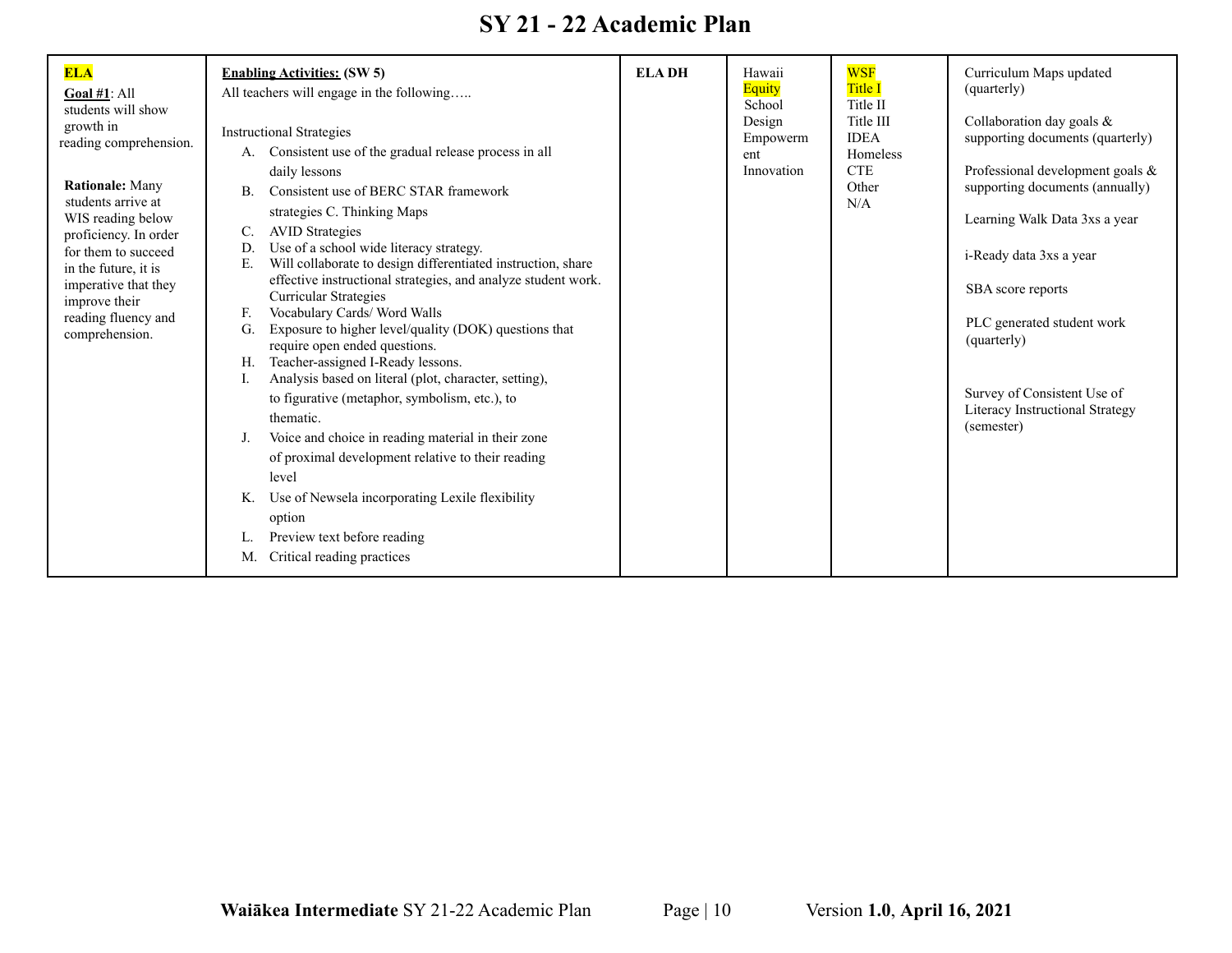# SY 21 - 22 Academic Plan

| | | | | | |
|---|---|---|---|---|---|
| **ELA**<br><br>**Goal #1**: All students will show growth in reading comprehension.<br><br>**Rationale:** Many students arrive at WIS reading below proficiency. In order for them to succeed in the future, it is imperative that they improve their reading fluency and comprehension. | **Enabling Activities: (SW 5)**<br>All teachers will engage in the following…..<br><br>Instructional Strategies<br>A. Consistent use of the gradual release process in all daily lessons<br>B. Consistent use of BERC STAR framework strategies C. Thinking Maps<br>C. AVID Strategies<br>D. Use of a school wide literacy strategy.<br>E. Will collaborate to design differentiated instruction, share effective instructional strategies, and analyze student work. Curricular Strategies<br>F. Vocabulary Cards/ Word Walls<br>G. Exposure to higher level/quality (DOK) questions that require open ended questions.<br>H. Teacher-assigned I-Ready lessons.<br>I. Analysis based on literal (plot, character, setting), to figurative (metaphor, symbolism, etc.), to thematic.<br>J. Voice and choice in reading material in their zone of proximal development relative to their reading level<br>K. Use of Newsela incorporating Lexile flexibility option<br>L. Preview text before reading<br>M. Critical reading practices | **ELA DH** | Hawaii<br>Equity<br>School<br>Design<br>Empowerment<br>Innovation | WSF<br>Title I<br>Title II<br>Title III<br>IDEA<br>Homeless<br>CTE<br>Other<br>N/A | Curriculum Maps updated (quarterly)<br><br>Collaboration day goals & supporting documents (quarterly)<br><br>Professional development goals & supporting documents (annually)<br><br>Learning Walk Data 3xs a year<br><br>i-Ready data 3xs a year<br><br>SBA score reports<br><br>PLC generated student work (quarterly)<br><br>Survey of Consistent Use of Literacy Instructional Strategy (semester) |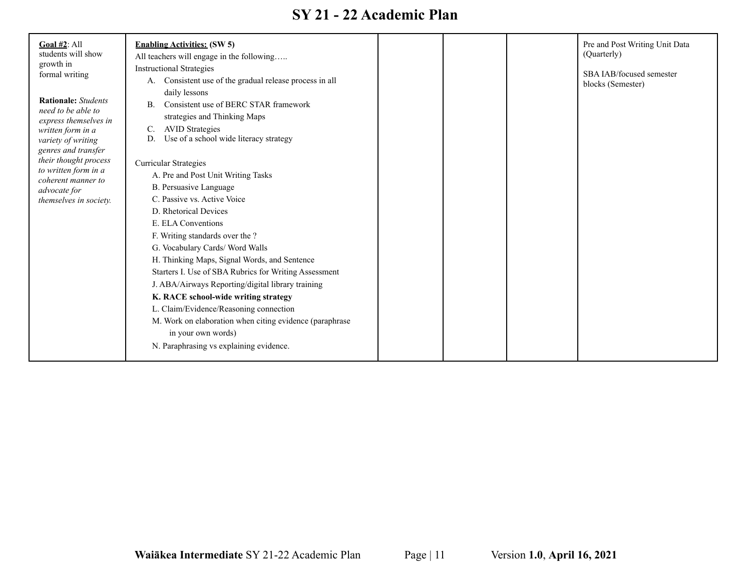# SY 21 - 22 Academic Plan

| | | | | | |
|---|---|---|---|---|---|
| **Goal #2**: All students will show growth in formal writing<br><br>**Rationale:** *Students need to be able to express themselves in written form in a variety of writing genres and transfer their thought process to written form in a coherent manner to advocate for themselves in society.* | **Enabling Activities: (SW 5)**<br>All teachers will engage in the following…..<br>Instructional Strategies<br>A. Consistent use of the gradual release process in all daily lessons<br>B. Consistent use of BERC STAR framework strategies and Thinking Maps<br>C. AVID Strategies<br>D. Use of a school wide literacy strategy<br><br>Curricular Strategies<br>A. Pre and Post Unit Writing Tasks<br>B. Persuasive Language<br>C. Passive vs. Active Voice<br>D. Rhetorical Devices<br>E. ELA Conventions<br>F. Writing standards over the ?<br>G. Vocabulary Cards/ Word Walls<br>H. Thinking Maps, Signal Words, and Sentence Starters I. Use of SBA Rubrics for Writing Assessment<br>J. ABA/Airways Reporting/digital library training<br>**K. RACE school-wide writing strategy**<br>L. Claim/Evidence/Reasoning connection<br>M. Work on elaboration when citing evidence (paraphrase in your own words)<br>N. Paraphrasing vs explaining evidence. | | | | Pre and Post Writing Unit Data (Quarterly)<br><br>SBA IAB/focused semester blocks (Semester) |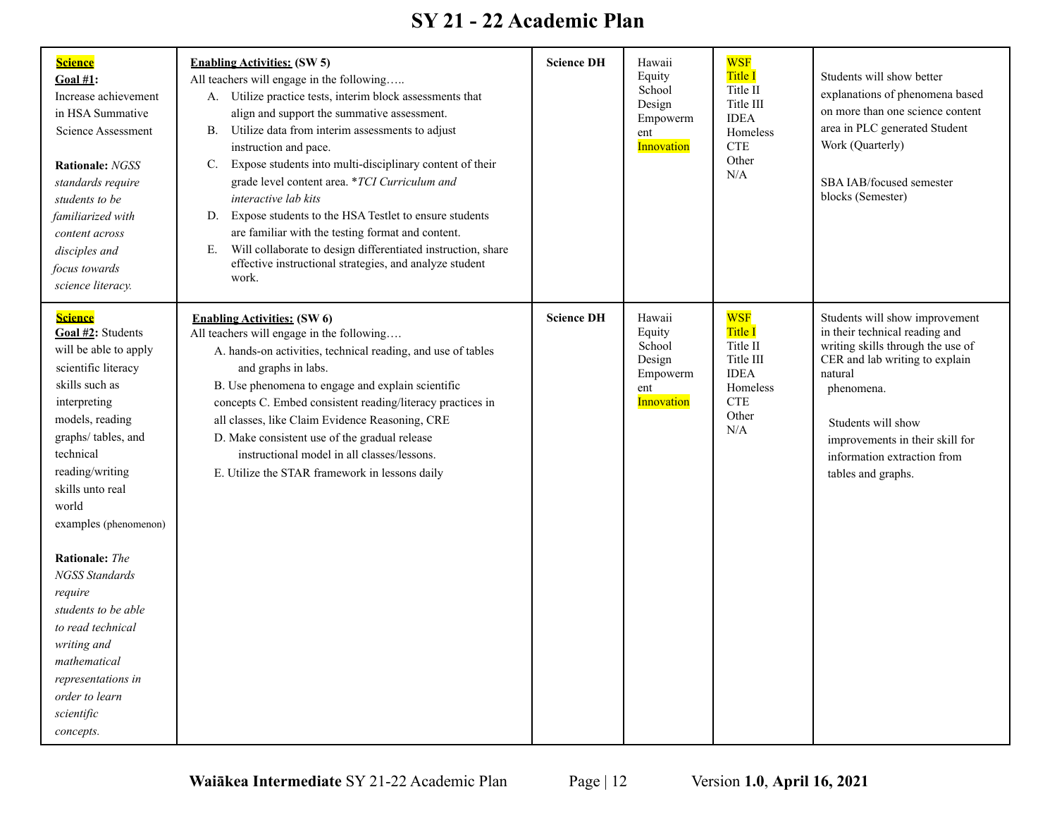# SY 21 - 22 Academic Plan

| | | | | | |
|---|---|---|---|---|---|
| **Science**<br>**Goal #1:** Increase achievement in HSA Summative Science Assessment<br><br>**Rationale:** *NGSS standards require students to be familiarized with content across disciples and focus towards science literacy.* | **Enabling Activities: (SW 5)**<br>All teachers will engage in the following…..<br>A. Utilize practice tests, interim block assessments that align and support the summative assessment.<br>B. Utilize data from interim assessments to adjust instruction and pace.<br>C. Expose students into multi-disciplinary content of their grade level content area. \**TCI Curriculum and interactive lab kits*<br>D. Expose students to the HSA Testlet to ensure students are familiar with the testing format and content.<br>E. Will collaborate to design differentiated instruction, share effective instructional strategies, and analyze student work. | **Science DH** | Hawaii Equity School Design Empowerment Innovation | WSF<br>Title I<br>Title II<br>Title III<br>IDEA<br>Homeless<br>CTE<br>Other<br>N/A | Students will show better explanations of phenomena based on more than one science content area in PLC generated Student Work (Quarterly)<br><br>SBA IAB/focused semester blocks (Semester) |
| **Science**<br>**Goal #2:** Students will be able to apply scientific literacy skills such as interpreting models, reading graphs/ tables, and technical reading/writing skills unto real world examples (phenomenon)<br><br>**Rationale:** *The NGSS Standards require students to be able to read technical writing and mathematical representations in order to learn scientific concepts.* | **Enabling Activities: (SW 6)**<br>All teachers will engage in the following….<br>A. hands-on activities, technical reading, and use of tables and graphs in labs.<br>B. Use phenomena to engage and explain scientific concepts C. Embed consistent reading/literacy practices in all classes, like Claim Evidence Reasoning, CRE<br>D. Make consistent use of the gradual release instructional model in all classes/lessons.<br>E. Utilize the STAR framework in lessons daily | **Science DH** | Hawaii Equity School Design Empowerment Innovation | WSF<br>Title I<br>Title II<br>Title III<br>IDEA<br>Homeless<br>CTE<br>Other<br>N/A | Students will show improvement in their technical reading and writing skills through the use of CER and lab writing to explain natural phenomena.<br><br>Students will show improvements in their skill for information extraction from tables and graphs. |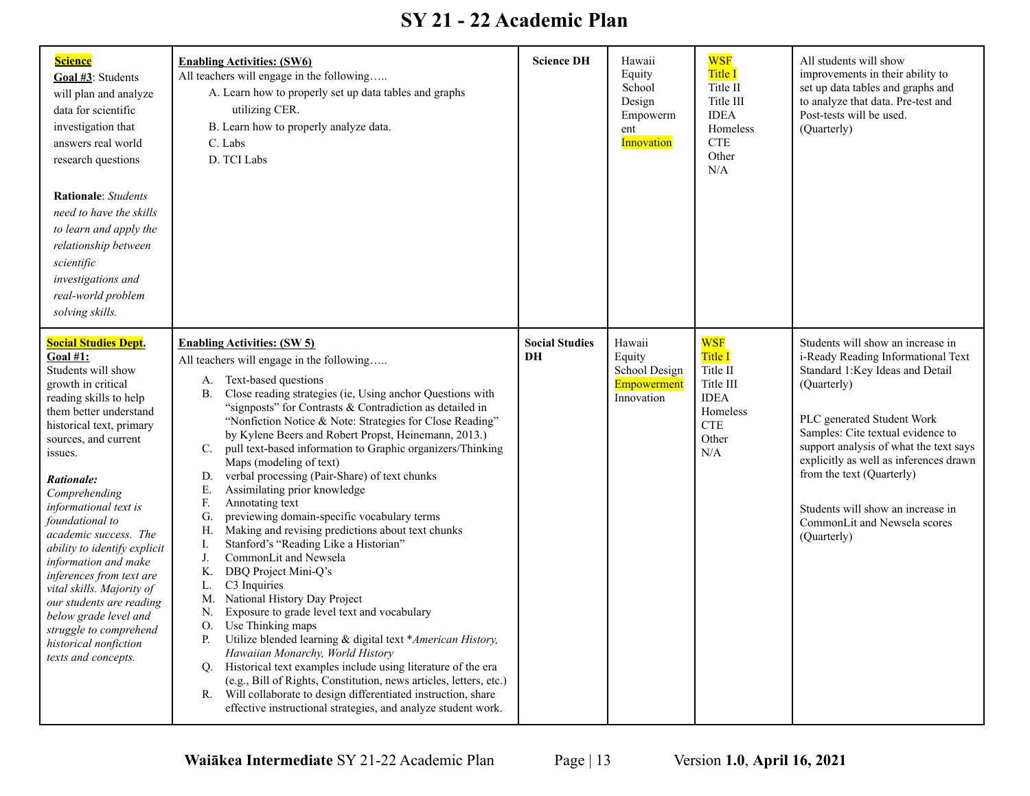# SY 21 - 22 Academic Plan

| | | | | | |
|---|---|---|---|---|---|
| **Science**<br>**Goal #3**: Students will plan and analyze data for scientific investigation that answers real world research questions<br><br>**Rationale**: *Students need to have the skills to learn and apply the relationship between scientific investigations and real-world problem solving skills.* | **Enabling Activities: (SW6)**<br>All teachers will engage in the following…..<br>A. Learn how to properly set up data tables and graphs utilizing CER.<br>B. Learn how to properly analyze data.<br>C. Labs<br>D. TCI Labs | **Science DH** | Hawaii Equity School Design Empowerment Innovation | WSF Title I Title II Title III IDEA Homeless CTE Other N/A | All students will show improvements in their ability to set up data tables and graphs and to analyze that data. Pre-test and Post-tests will be used. (Quarterly) |
| **Social Studies Dept.**<br>**Goal #1:**<br>Students will show growth in critical reading skills to help them better understand historical text, primary sources, and current issues.<br><br>***Rationale:***<br>*Comprehending informational text is foundational to academic success. The ability to identify explicit information and make inferences from text are vital skills. Majority of our students are reading below grade level and struggle to comprehend historical nonfiction texts and concepts.* | **Enabling Activities: (SW 5)**<br>All teachers will engage in the following…..<br>A. Text-based questions<br>B. Close reading strategies (ie, Using anchor Questions with "signposts" for Contrasts & Contradiction as detailed in "Nonfiction Notice & Note: Strategies for Close Reading" by Kylene Beers and Robert Propst, Heinemann, 2013.)<br>C. pull text-based information to Graphic organizers/Thinking Maps (modeling of text)<br>D. verbal processing (Pair-Share) of text chunks<br>E. Assimilating prior knowledge<br>F. Annotating text<br>G. previewing domain-specific vocabulary terms<br>H. Making and revising predictions about text chunks<br>I. Stanford's "Reading Like a Historian"<br>J. CommonLit and Newsela<br>K. DBQ Project Mini-Q's<br>L. C3 Inquiries<br>M. National History Day Project<br>N. Exposure to grade level text and vocabulary<br>O. Use Thinking maps<br>P. Utilize blended learning & digital text **American History, Hawaiian Monarchy, World History*<br>Q. Historical text examples include using literature of the era (e.g., Bill of Rights, Constitution, news articles, letters, etc.)<br>R. Will collaborate to design differentiated instruction, share effective instructional strategies, and analyze student work. | **Social Studies DH** | Hawaii Equity School Design Empowerment Innovation | WSF Title I Title II Title III IDEA Homeless CTE Other N/A | Students will show an increase in i-Ready Reading Informational Text Standard 1:Key Ideas and Detail (Quarterly)<br><br>PLC generated Student Work Samples: Cite textual evidence to support analysis of what the text says explicitly as well as inferences drawn from the text (Quarterly)<br><br>Students will show an increase in CommonLit and Newsela scores (Quarterly) |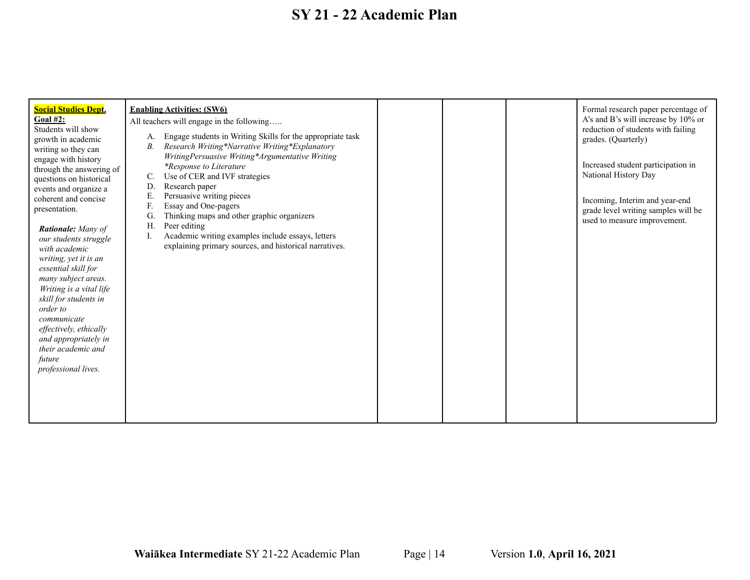# SY 21 - 22 Academic Plan

| | | | | | |
|---|---|---|---|---|---|
| **Social Studies Dept.** **Goal #2:** Students will show growth in academic writing so they can engage with history through the answering of questions on historical events and organize a coherent and concise presentation. ***Rationale:*** *Many of our students struggle with academic writing, yet it is an essential skill for many subject areas. Writing is a vital life skill for students in order to communicate effectively, ethically and appropriately in their academic and future professional lives.* | **Enabling Activities: (SW6)** All teachers will engage in the following….. A. Engage students in Writing Skills for the appropriate task B. *Research Writing*Narrative Writing*Explanatory WritingPersuasive Writing*Argumentative Writing *Response to Literature* C. Use of CER and IVF strategies D. Research paper E. Persuasive writing pieces F. Essay and One-pagers G. Thinking maps and other graphic organizers H. Peer editing I. Academic writing examples include essays, letters explaining primary sources, and historical narratives. | | | | Formal research paper percentage of A's and B's will increase by 10% or reduction of students with failing grades. (Quarterly) Increased student participation in National History Day Incoming, Interim and year-end grade level writing samples will be used to measure improvement. |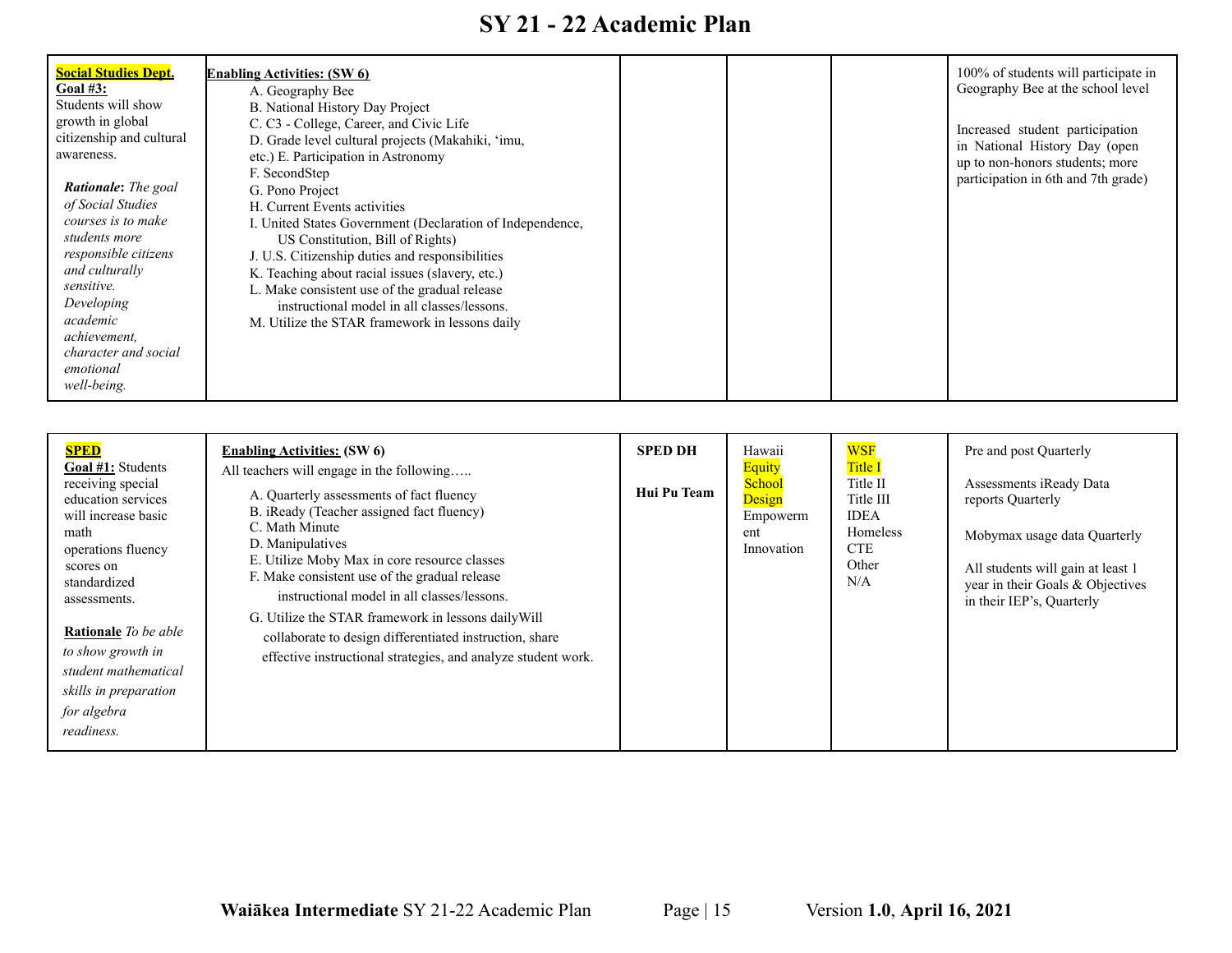# SY 21 - 22 Academic Plan

| | | | | | |
|---|---|---|---|---|---|
| **Social Studies Dept.** <br> **Goal #3:** <br> Students will show growth in global citizenship and cultural awareness. <br><br> ***Rationale:*** *The goal of Social Studies courses is to make students more responsible citizens and culturally sensitive. Developing academic achievement, character and social emotional well-being.* | **Enabling Activities: (SW 6)** <br> A. Geography Bee <br> B. National History Day Project <br> C. C3 - College, Career, and Civic Life <br> D. Grade level cultural projects (Makahiki, ʻimu, etc.) E. Participation in Astronomy <br> F. SecondStep <br> G. Pono Project <br> H. Current Events activities <br> I. United States Government (Declaration of Independence, US Constitution, Bill of Rights) <br> J. U.S. Citizenship duties and responsibilities <br> K. Teaching about racial issues (slavery, etc.) <br> L. Make consistent use of the gradual release instructional model in all classes/lessons. <br> M. Utilize the STAR framework in lessons daily | | | | 100% of students will participate in Geography Bee at the school level <br><br> Increased student participation in National History Day (open up to non-honors students; more participation in 6th and 7th grade) |

| | | | | | |
|---|---|---|---|---|---|
| **SPED** <br> **Goal #1:** Students receiving special education services will increase basic math operations fluency scores on standardized assessments. <br><br> **Rationale** *To be able to show growth in student mathematical skills in preparation for algebra readiness.* | **Enabling Activities: (SW 6)** <br> All teachers will engage in the following….. <br> A. Quarterly assessments of fact fluency <br> B. iReady (Teacher assigned fact fluency) <br> C. Math Minute <br> D. Manipulatives <br> E. Utilize Moby Max in core resource classes <br> F. Make consistent use of the gradual release instructional model in all classes/lessons. <br> G. Utilize the STAR framework in lessons dailyWill collaborate to design differentiated instruction, share effective instructional strategies, and analyze student work. | **SPED DH** <br><br> **Hui Pu Team** | Hawaii <br> Equity <br> School Design <br> Empowerment <br> Innovation | WSF <br> Title I <br> Title II <br> Title III <br> IDEA <br> Homeless <br> CTE <br> Other <br> N/A | Pre and post Quarterly <br><br> Assessments iReady Data reports Quarterly <br><br> Mobymax usage data Quarterly <br><br> All students will gain at least 1 year in their Goals & Objectives in their IEP's, Quarterly |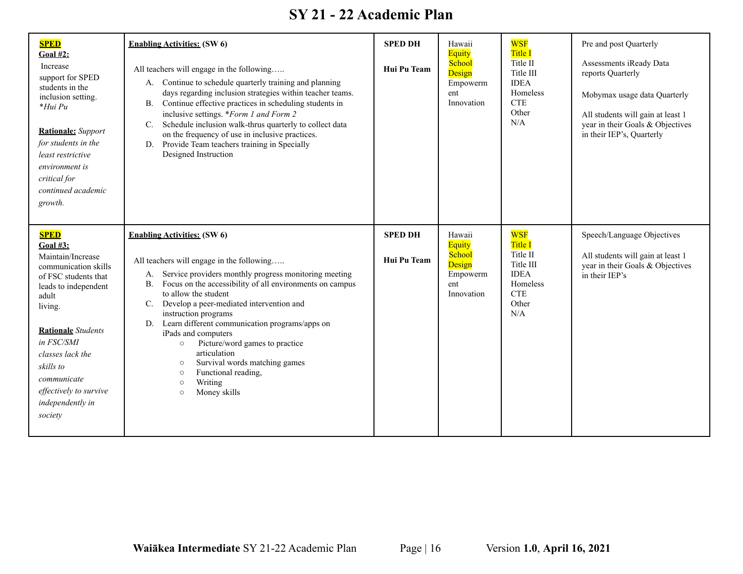# SY 21 - 22 Academic Plan

| | | | | | |
|---|---|---|---|---|---|
| **SPED** **Goal #2:** Increase support for SPED students in the inclusion setting. *\*Hui Pu* <br><br> **Rationale:** *Support for students in the least restrictive environment is critical for continued academic growth.* | **Enabling Activities: (SW 6)** <br><br> All teachers will engage in the following….. <br> A. Continue to schedule quarterly training and planning days regarding inclusion strategies within teacher teams. <br> B. Continue effective practices in scheduling students in inclusive settings. *\*Form 1 and Form 2* <br> C. Schedule inclusion walk-thrus quarterly to collect data on the frequency of use in inclusive practices. <br> D. Provide Team teachers training in Specially Designed Instruction | **SPED DH** <br><br> **Hui Pu Team** | Hawaii <br> Equity <br> School Design <br> Empowerment <br> Innovation | WSF <br> Title I <br> Title II <br> Title III <br> IDEA <br> Homeless <br> CTE <br> Other <br> N/A | Pre and post Quarterly <br><br> Assessments iReady Data reports Quarterly <br><br> Mobymax usage data Quarterly <br><br> All students will gain at least 1 year in their Goals & Objectives in their IEP's, Quarterly |
| **SPED** **Goal #3:** Maintain/Increase communication skills of FSC students that leads to independent adult living. <br><br> **Rationale** *Students in FSC/SMI classes lack the skills to communicate effectively to survive independently in society* | **Enabling Activities: (SW 6)** <br><br> All teachers will engage in the following….. <br> A. Service providers monthly progress monitoring meeting <br> B. Focus on the accessibility of all environments on campus to allow the student <br> C. Develop a peer-mediated intervention and instruction programs <br> D. Learn different communication programs/apps on iPads and computers <br> ○ Picture/word games to practice articulation <br> ○ Survival words matching games <br> ○ Functional reading, <br> ○ Writing <br> ○ Money skills | **SPED DH** <br><br> **Hui Pu Team** | Hawaii <br> Equity <br> School Design <br> Empowerment <br> Innovation | WSF <br> Title I <br> Title II <br> Title III <br> IDEA <br> Homeless <br> CTE <br> Other <br> N/A | Speech/Language Objectives <br><br> All students will gain at least 1 year in their Goals & Objectives in their IEP's |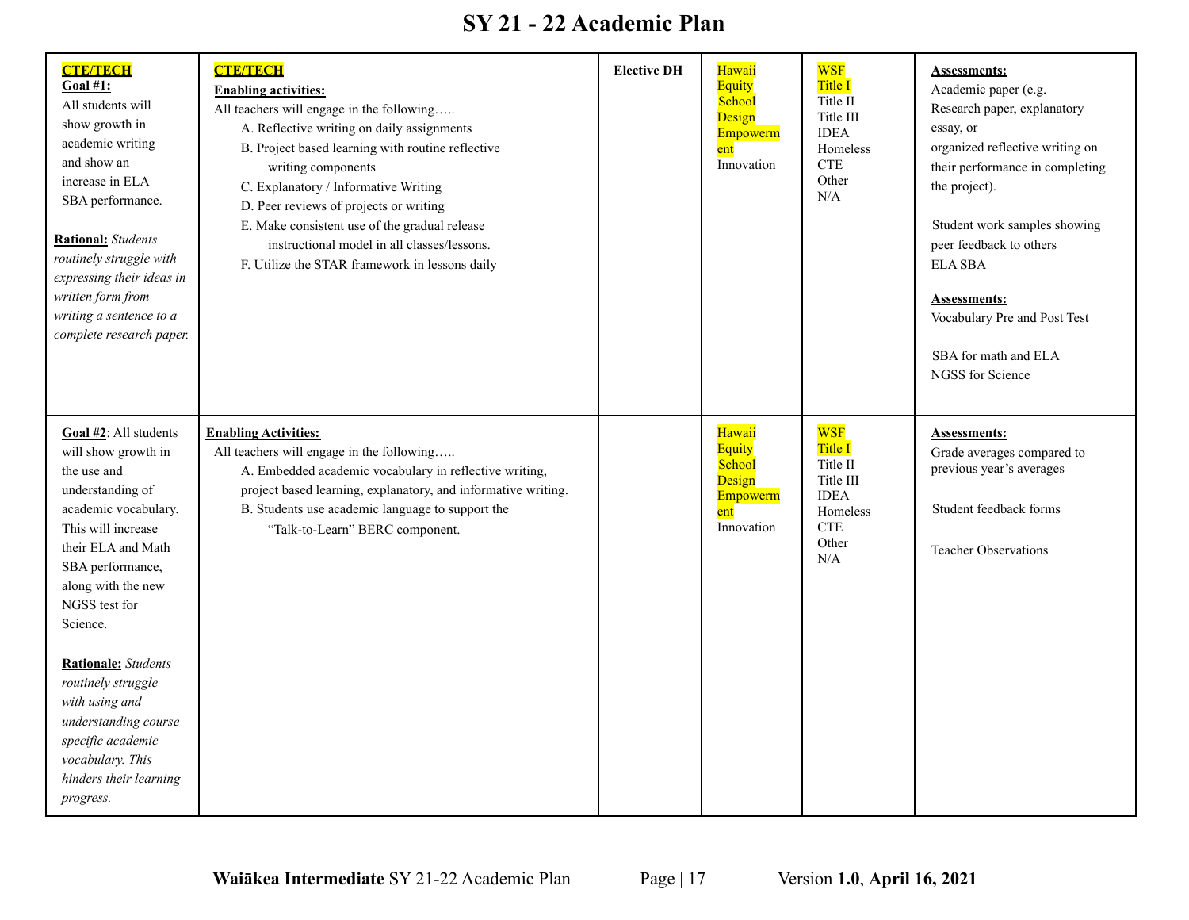# SY 21 - 22 Academic Plan

| | | | | | |
|---|---|---|---|---|---|
| **CTE/TECH** **Goal #1:** All students will show growth in academic writing and show an increase in ELA SBA performance.<br><br>**Rational:** *Students routinely struggle with expressing their ideas in written form from writing a sentence to a complete research paper.* | **CTE/TECH** **Enabling activities:** All teachers will engage in the following…..<br>A. Reflective writing on daily assignments<br>B. Project based learning with routine reflective writing components<br>C. Explanatory / Informative Writing<br>D. Peer reviews of projects or writing<br>E. Make consistent use of the gradual release instructional model in all classes/lessons.<br>F. Utilize the STAR framework in lessons daily | **Elective DH** | Hawaii Equity School Design Empowerment Innovation | WSF Title I Title II Title III IDEA Homeless CTE Other N/A | **Assessments:** Academic paper (e.g. Research paper, explanatory essay, or organized reflective writing on their performance in completing the project).<br><br>Student work samples showing peer feedback to others ELA SBA<br><br>**Assessments:** Vocabulary Pre and Post Test<br><br>SBA for math and ELA NGSS for Science |
| **Goal #2**: All students will show growth in the use and understanding of academic vocabulary. This will increase their ELA and Math SBA performance, along with the new NGSS test for Science.<br><br>**Rationale:** *Students routinely struggle with using and understanding course specific academic vocabulary. This hinders their learning progress.* | **Enabling Activities:** All teachers will engage in the following…..<br>A. Embedded academic vocabulary in reflective writing, project based learning, explanatory, and informative writing.<br>B. Students use academic language to support the "Talk-to-Learn" BERC component. | | Hawaii Equity School Design Empowerment Innovation | WSF Title I Title II Title III IDEA Homeless CTE Other N/A | **Assessments:** Grade averages compared to previous year's averages<br><br>Student feedback forms<br><br>Teacher Observations |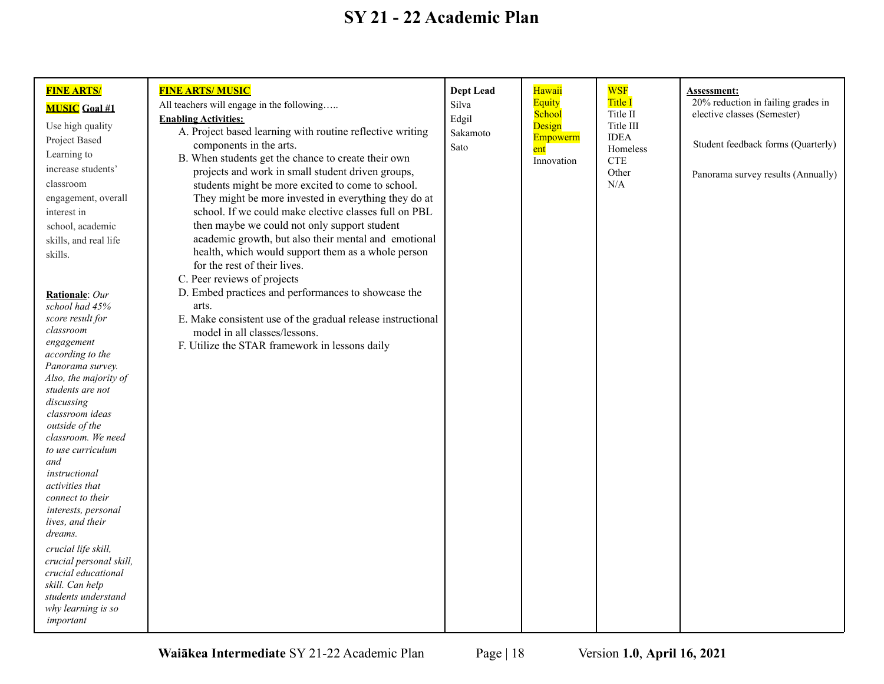# SY 21 - 22 Academic Plan

| **FINE ARTS/ MUSIC Goal #1** | **FINE ARTS/ MUSIC** | **Dept Lead** | | | **Assessment:** |
|---|---|---|---|---|---|
| Use high quality Project Based Learning to increase students' classroom engagement, overall interest in school, academic skills, and real life skills.<br><br>**Rationale**: *Our school had 45% score result for classroom engagement according to the Panorama survey. Also, the majority of students are not discussing classroom ideas outside of the classroom. We need to use curriculum and instructional activities that connect to their interests, personal lives, and their dreams.*<br><br>*crucial life skill, crucial personal skill, crucial educational skill. Can help students understand why learning is so important* | All teachers will engage in the following…..<br>**Enabling Activities:**<br>A. Project based learning with routine reflective writing components in the arts.<br>B. When students get the chance to create their own projects and work in small student driven groups, students might be more excited to come to school. They might be more invested in everything they do at school. If we could make elective classes full on PBL then maybe we could not only support student academic growth, but also their mental and emotional health, which would support them as a whole person for the rest of their lives.<br>C. Peer reviews of projects<br>D. Embed practices and performances to showcase the arts.<br>E. Make consistent use of the gradual release instructional model in all classes/lessons.<br>F. Utilize the STAR framework in lessons daily | Silva<br>Edgil<br>Sakamoto<br>Sato | Hawaii Equity School Design Empowerment<br>Innovation | WSF<br>Title I<br>Title II<br>Title III<br>IDEA<br>Homeless<br>CTE<br>Other<br>N/A | 20% reduction in failing grades in elective classes (Semester)<br><br>Student feedback forms (Quarterly)<br><br>Panorama survey results (Annually) |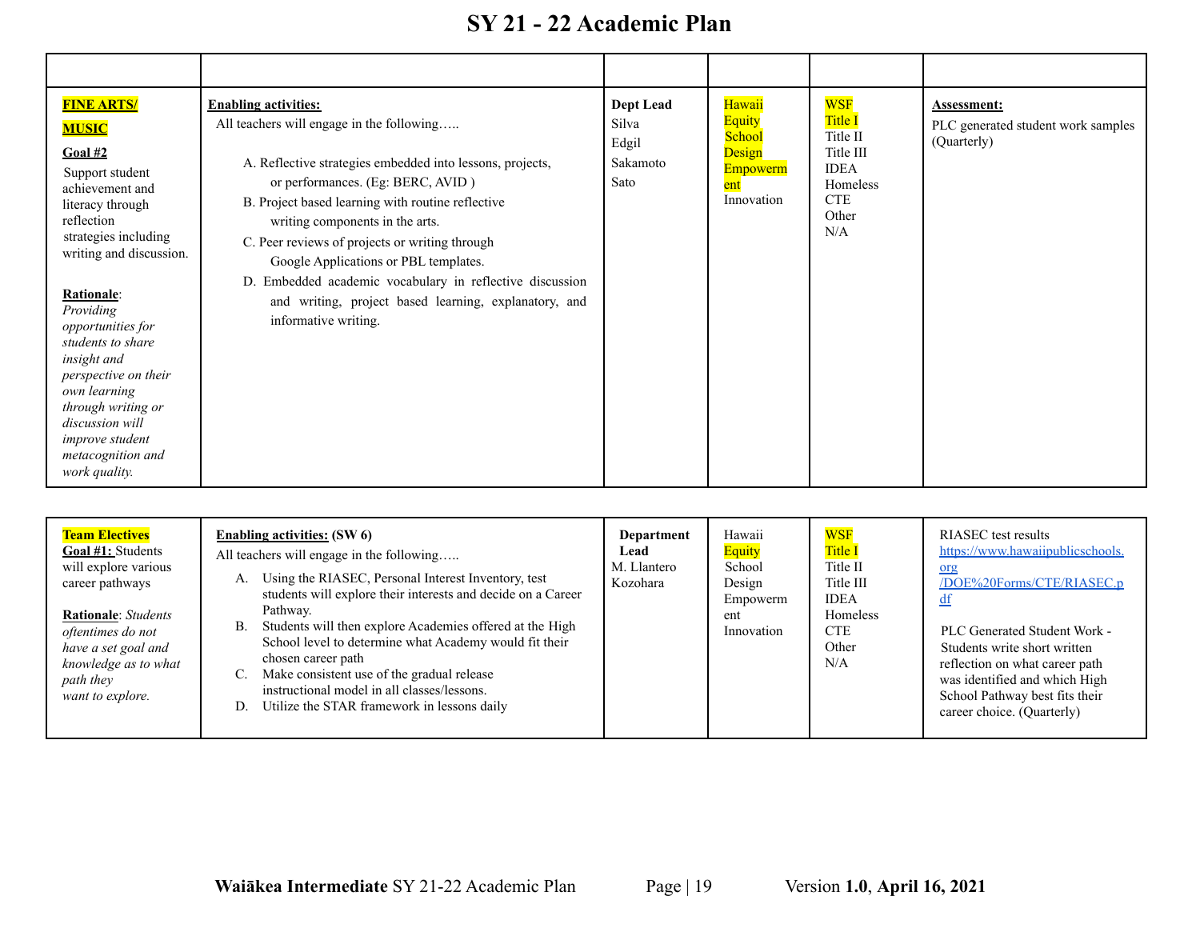# SY 21 - 22 Academic Plan

| | | | | | |
|---|---|---|---|---|---|
| **FINE ARTS/ MUSIC**<br><br>**Goal #2**<br>Support student achievement and literacy through reflection strategies including writing and discussion.<br><br>**Rationale**:<br>*Providing opportunities for students to share insight and perspective on their own learning through writing or discussion will improve student metacognition and work quality.* | **Enabling activities:**<br>All teachers will engage in the following…..<br><br>A. Reflective strategies embedded into lessons, projects, or performances. (Eg: BERC, AVID )<br>B. Project based learning with routine reflective writing components in the arts.<br>C. Peer reviews of projects or writing through Google Applications or PBL templates.<br>D. Embedded academic vocabulary in reflective discussion and writing, project based learning, explanatory, and informative writing. | **Dept Lead**<br>Silva<br>Edgil<br>Sakamoto<br>Sato | Hawaii<br>Equity<br>School<br>Design<br>Empowerment<br>Innovation | WSF<br>Title I<br>Title II<br>Title III<br>IDEA<br>Homeless<br>CTE<br>Other<br>N/A | **Assessment:**<br>PLC generated student work samples (Quarterly) |

| | | | | | |
|---|---|---|---|---|---|
| **Team Electives**<br>**Goal #1:** Students will explore various career pathways<br><br>**Rationale**: *Students oftentimes do not have a set goal and knowledge as to what path they want to explore.* | **Enabling activities: (SW 6)**<br>All teachers will engage in the following…..<br><br>A. Using the RIASEC, Personal Interest Inventory, test students will explore their interests and decide on a Career Pathway.<br>B. Students will then explore Academies offered at the High School level to determine what Academy would fit their chosen career path<br>C. Make consistent use of the gradual release instructional model in all classes/lessons.<br>D. Utilize the STAR framework in lessons daily | **Department Lead**<br>M. Llantero<br>Kozohara | Hawaii<br>Equity<br>School<br>Design<br>Empowerment<br>Innovation | WSF<br>Title I<br>Title II<br>Title III<br>IDEA<br>Homeless<br>CTE<br>Other<br>N/A | RIASEC test results<br>[https://www.hawaiipublicschools.org/DOE%20Forms/CTE/RIASEC.pdf](https://www.hawaiipublicschools.org/DOE%20Forms/CTE/RIASEC.pdf)<br><br>PLC Generated Student Work - Students write short written reflection on what career path was identified and which High School Pathway best fits their career choice. (Quarterly) |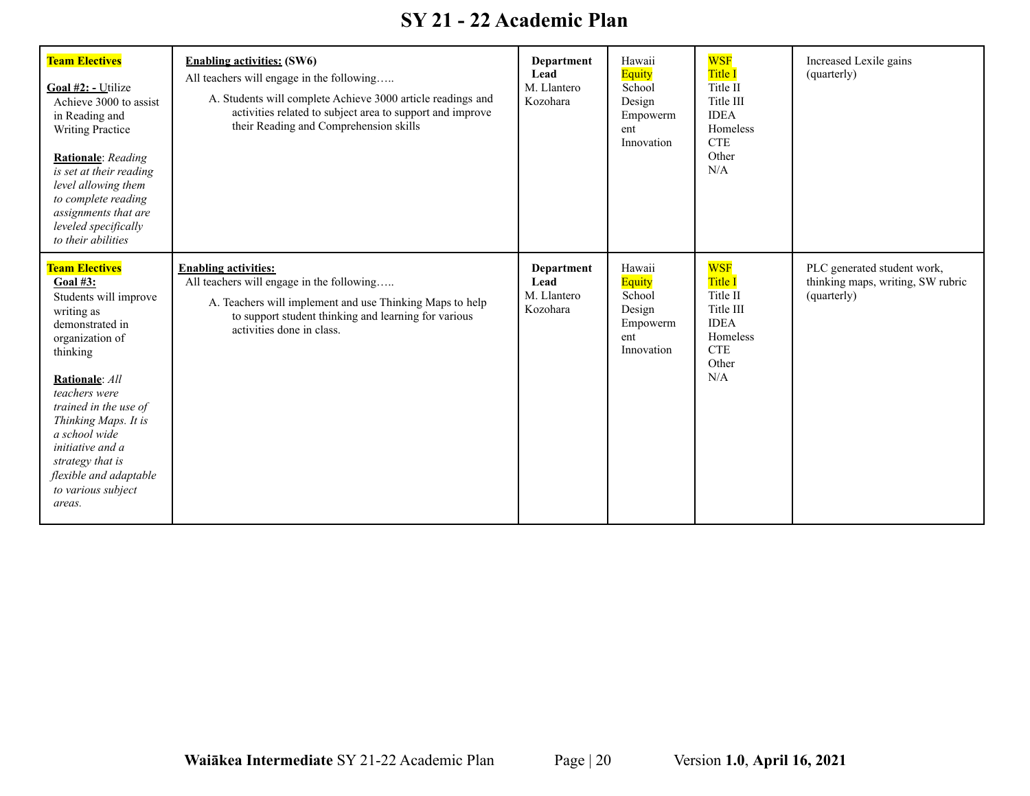# SY 21 - 22 Academic Plan

| | | | | | |
|---|---|---|---|---|---|
| **Team Electives**<br><br>**Goal #2: -** Utilize Achieve 3000 to assist in Reading and Writing Practice<br><br>**Rationale**: *Reading is set at their reading level allowing them to complete reading assignments that are leveled specifically to their abilities* | **Enabling activities: (SW6)**<br>All teachers will engage in the following…..<br><br>A. Students will complete Achieve 3000 article readings and activities related to subject area to support and improve their Reading and Comprehension skills | **Department Lead**<br>M. Llantero Kozohara | Hawaii<br>Equity<br>School Design<br>Empowerment<br>Innovation | WSF<br>Title I<br>Title II<br>Title III<br>IDEA<br>Homeless<br>CTE<br>Other<br>N/A | Increased Lexile gains (quarterly) |
| **Team Electives**<br>**Goal #3:**<br>Students will improve writing as demonstrated in organization of thinking<br><br>**Rationale**: *All teachers were trained in the use of Thinking Maps. It is a school wide initiative and a strategy that is flexible and adaptable to various subject areas.* | **Enabling activities:**<br>All teachers will engage in the following…..<br><br>A. Teachers will implement and use Thinking Maps to help to support student thinking and learning for various activities done in class. | **Department Lead**<br>M. Llantero Kozohara | Hawaii<br>Equity<br>School Design<br>Empowerment<br>Innovation | WSF<br>Title I<br>Title II<br>Title III<br>IDEA<br>Homeless<br>CTE<br>Other<br>N/A | PLC generated student work, thinking maps, writing, SW rubric (quarterly) |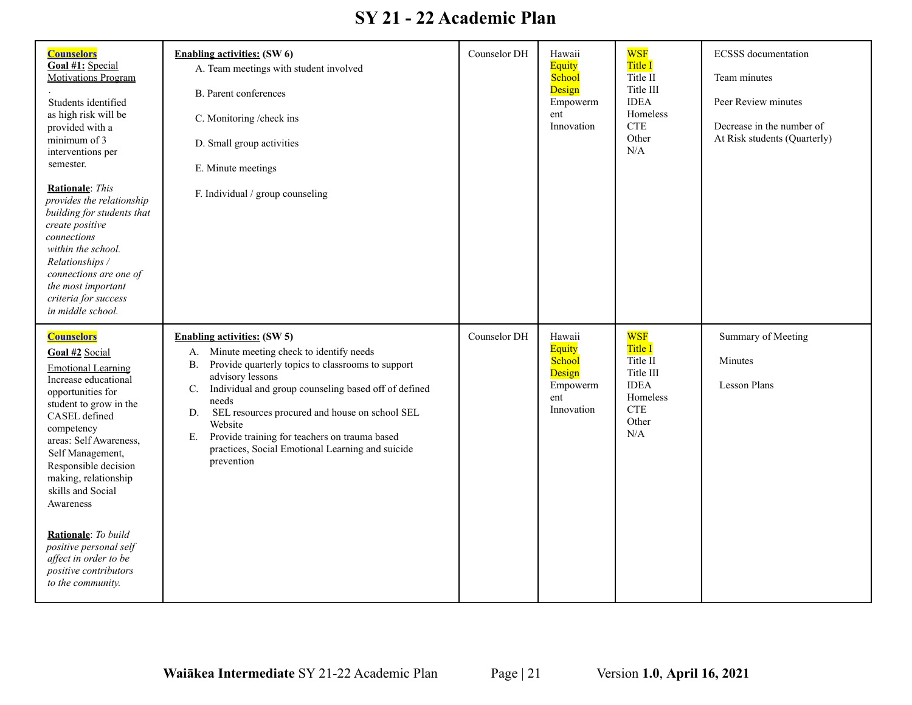# SY 21 - 22 Academic Plan

| | | | | | |
|---|---|---|---|---|---|
| **Counselors**<br>**Goal #1:** Special Motivations Program<br>.<br>Students identified as high risk will be provided with a minimum of 3 interventions per semester.<br><br>**Rationale**: *This provides the relationship building for students that create positive connections within the school. Relationships / connections are one of the most important criteria for success in middle school.* | **Enabling activities: (SW 6)**<br>A. Team meetings with student involved<br>B. Parent conferences<br>C. Monitoring /check ins<br>D. Small group activities<br>E. Minute meetings<br>F. Individual / group counseling | Counselor DH | Hawaii<br>Equity<br>School<br>Design<br>Empowerment<br>Innovation | WSF<br>Title I<br>Title II<br>Title III<br>IDEA<br>Homeless<br>CTE<br>Other<br>N/A | ECSSS documentation<br><br>Team minutes<br><br>Peer Review minutes<br><br>Decrease in the number of At Risk students (Quarterly) |
| **Counselors**<br>**Goal #2** Social Emotional Learning<br>Increase educational opportunities for student to grow in the CASEL defined competency areas: Self Awareness, Self Management, Responsible decision making, relationship skills and Social Awareness<br><br>**Rationale**: *To build positive personal self affect in order to be positive contributors to the community.* | **Enabling activities: (SW 5)**<br>A. Minute meeting check to identify needs<br>B. Provide quarterly topics to classrooms to support advisory lessons<br>C. Individual and group counseling based off of defined needs<br>D. SEL resources procured and house on school SEL Website<br>E. Provide training for teachers on trauma based practices, Social Emotional Learning and suicide prevention | Counselor DH | Hawaii<br>Equity<br>School<br>Design<br>Empowerment<br>Innovation | WSF<br>Title I<br>Title II<br>Title III<br>IDEA<br>Homeless<br>CTE<br>Other<br>N/A | Summary of Meeting<br><br>Minutes<br><br>Lesson Plans |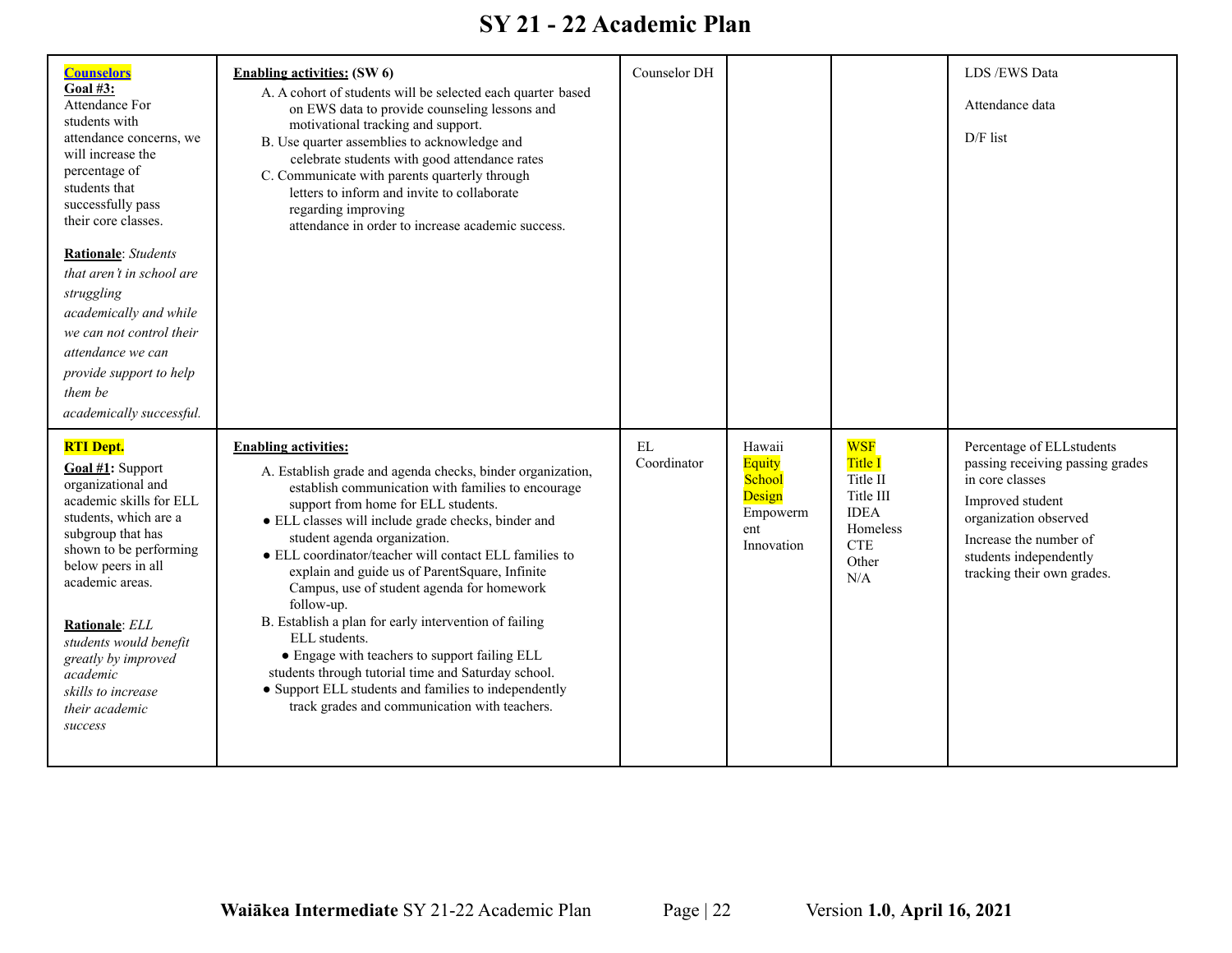# SY 21 - 22 Academic Plan

| | | | | | |
|---|---|---|---|---|---|
| **Counselors**<br>**Goal #3:**<br>Attendance For students with attendance concerns, we will increase the percentage of students that successfully pass their core classes.<br><br>**Rationale**: *Students that aren't in school are struggling academically and while we can not control their attendance we can provide support to help them be academically successful.* | **Enabling activities: (SW 6)**<br>A. A cohort of students will be selected each quarter based on EWS data to provide counseling lessons and motivational tracking and support.<br>B. Use quarter assemblies to acknowledge and celebrate students with good attendance rates<br>C. Communicate with parents quarterly through letters to inform and invite to collaborate regarding improving attendance in order to increase academic success. | Counselor DH | | | LDS /EWS Data<br><br>Attendance data<br><br>D/F list |
| **RTI Dept.**<br>**Goal #1:** Support organizational and academic skills for ELL students, which are a subgroup that has shown to be performing below peers in all academic areas.<br><br>**Rationale**: *ELL students would benefit greatly by improved academic skills to increase their academic success* | **Enabling activities:**<br>A. Establish grade and agenda checks, binder organization, establish communication with families to encourage support from home for ELL students.<br>● ELL classes will include grade checks, binder and student agenda organization.<br>● ELL coordinator/teacher will contact ELL families to explain and guide us of ParentSquare, Infinite Campus, use of student agenda for homework follow-up.<br>B. Establish a plan for early intervention of failing ELL students.<br>● Engage with teachers to support failing ELL students through tutorial time and Saturday school.<br>● Support ELL students and families to independently track grades and communication with teachers. | EL Coordinator | Hawaii<br>Equity<br>School<br>Design<br>Empowerment<br>Innovation | WSF<br>Title I<br>Title II<br>Title III<br>IDEA<br>Homeless<br>CTE<br>Other<br>N/A | Percentage of ELLstudents passing receiving passing grades in core classes<br><br>Improved student organization observed<br><br>Increase the number of students independently tracking their own grades. |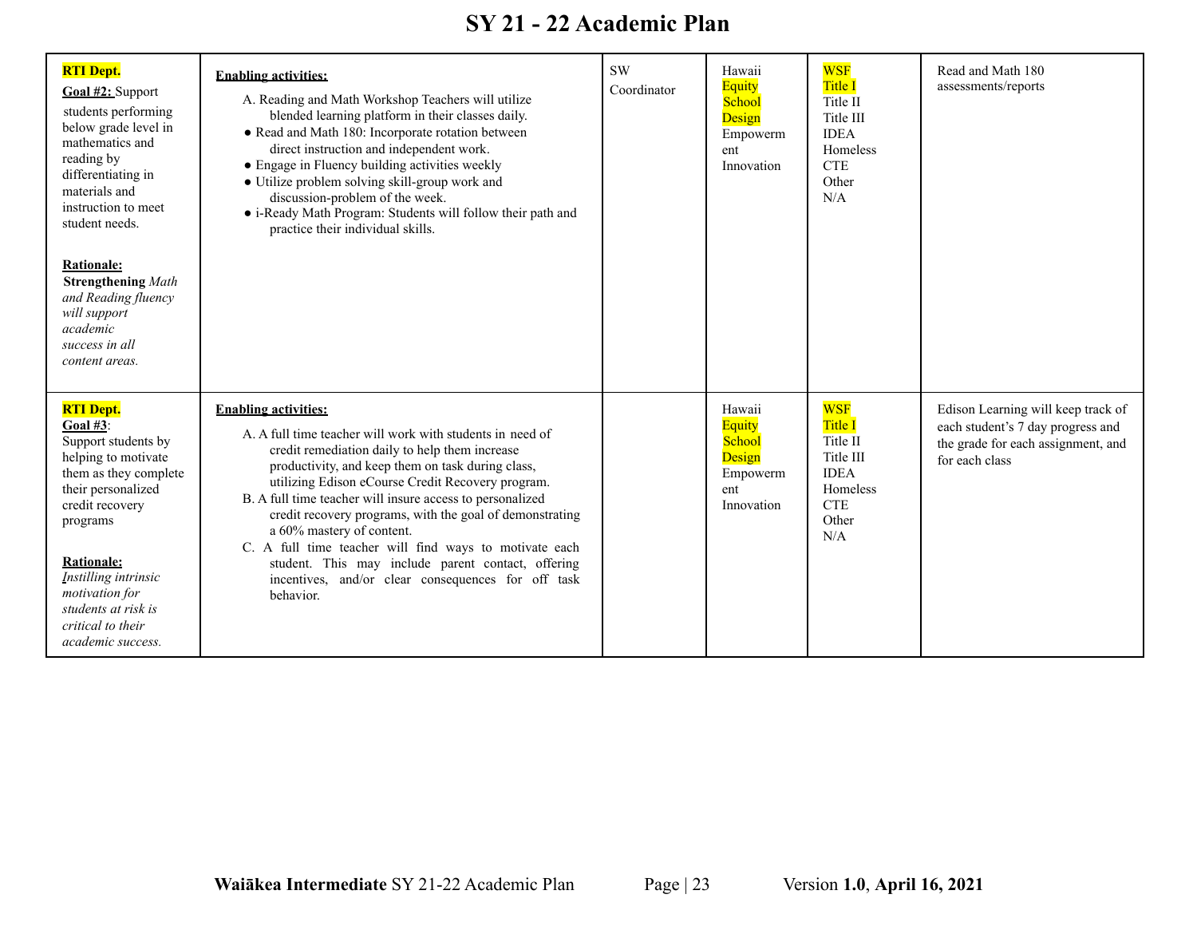# SY 21 - 22 Academic Plan

| | | | | | |
|---|---|---|---|---|---|
| **RTI Dept.**<br>**Goal #2:** Support students performing below grade level in mathematics and reading by differentiating in materials and instruction to meet student needs.<br><br>**Rationale:**<br>**Strengthening** *Math and Reading fluency will support academic success in all content areas.* | **Enabling activities:**<br>A. Reading and Math Workshop Teachers will utilize blended learning platform in their classes daily.<br>● Read and Math 180: Incorporate rotation between direct instruction and independent work.<br>● Engage in Fluency building activities weekly<br>● Utilize problem solving skill-group work and discussion-problem of the week.<br>● i-Ready Math Program: Students will follow their path and practice their individual skills. | SW Coordinator | Hawaii<br>Equity<br>School<br>Design<br>Empowerment<br>Innovation | WSF<br>Title I<br>Title II<br>Title III<br>IDEA<br>Homeless<br>CTE<br>Other<br>N/A | Read and Math 180 assessments/reports |
| **RTI Dept.**<br>**Goal #3**:<br>Support students by helping to motivate them as they complete their personalized credit recovery programs<br><br>**Rationale:**<br>*Instilling intrinsic motivation for students at risk is critical to their academic success.* | **Enabling activities:**<br>A. A full time teacher will work with students in need of credit remediation daily to help them increase productivity, and keep them on task during class, utilizing Edison eCourse Credit Recovery program.<br>B. A full time teacher will insure access to personalized credit recovery programs, with the goal of demonstrating a 60% mastery of content.<br>C. A full time teacher will find ways to motivate each student. This may include parent contact, offering incentives, and/or clear consequences for off task behavior. | | Hawaii<br>Equity<br>School<br>Design<br>Empowerment<br>Innovation | WSF<br>Title I<br>Title II<br>Title III<br>IDEA<br>Homeless<br>CTE<br>Other<br>N/A | Edison Learning will keep track of each student's 7 day progress and the grade for each assignment, and for each class |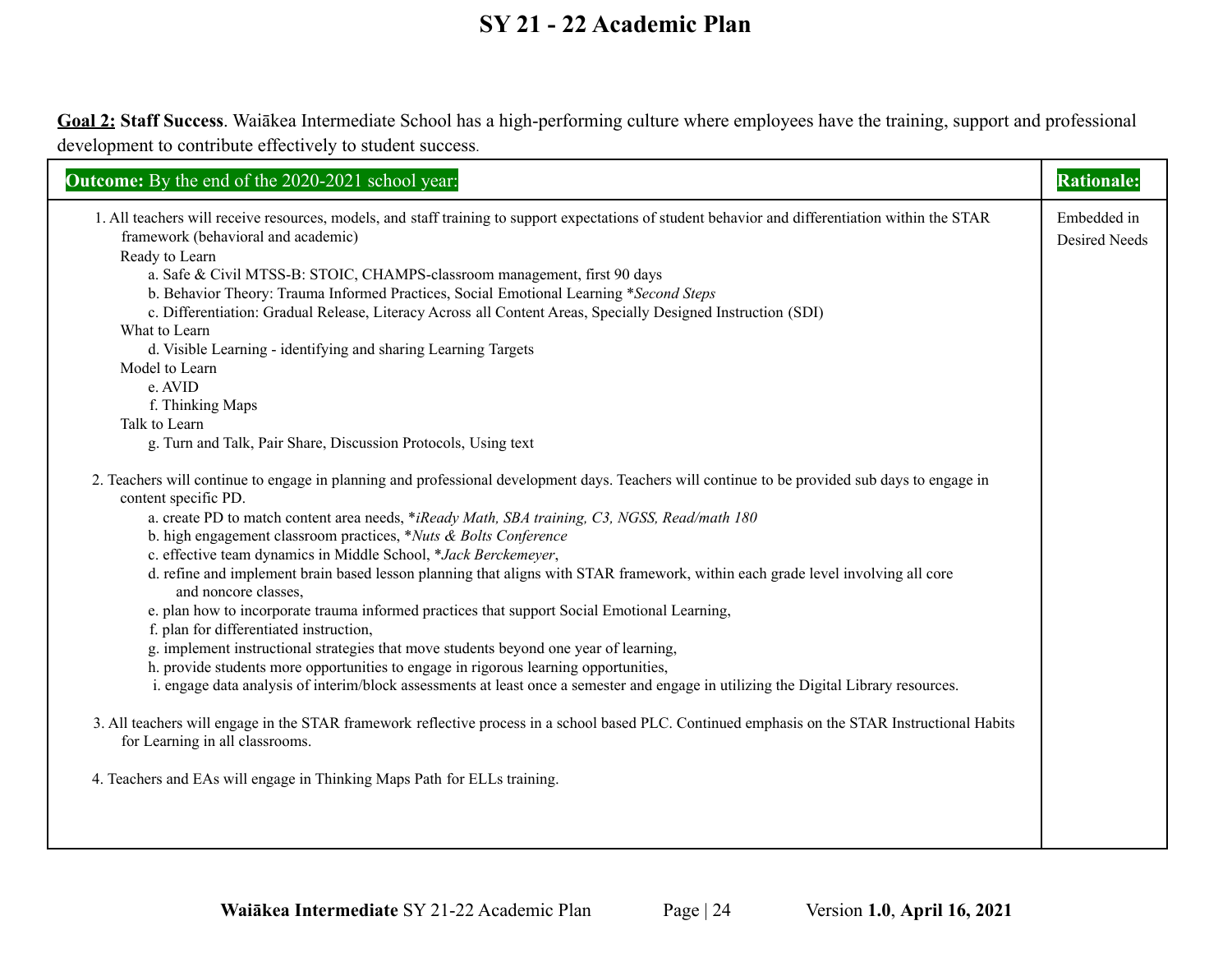# SY 21 - 22 Academic Plan

**Goal 2:** **Staff Success**. Waiākea Intermediate School has a high-performing culture where employees have the training, support and professional development to contribute effectively to student success.

| **Outcome:** By the end of the 2020-2021 school year: | **Rationale:** |
|---|---|
| 1. All teachers will receive resources, models, and staff training to support expectations of student behavior and differentiation within the STAR framework (behavioral and academic)<br>Ready to Learn<br>a. Safe & Civil MTSS-B: STOIC, CHAMPS-classroom management, first 90 days<br>b. Behavior Theory: Trauma Informed Practices, Social Emotional Learning **Second Steps*<br>c. Differentiation: Gradual Release, Literacy Across all Content Areas, Specially Designed Instruction (SDI)<br>What to Learn<br>d. Visible Learning - identifying and sharing Learning Targets<br>Model to Learn<br>e. AVID<br>f. Thinking Maps<br>Talk to Learn<br>g. Turn and Talk, Pair Share, Discussion Protocols, Using text<br><br>2. Teachers will continue to engage in planning and professional development days. Teachers will continue to be provided sub days to engage in content specific PD.<br>a. create PD to match content area needs, **iReady Math, SBA training, C3, NGSS, Read/math 180*<br>b. high engagement classroom practices, **Nuts & Bolts Conference*<br>c. effective team dynamics in Middle School, **Jack Berckemeyer*,<br>d. refine and implement brain based lesson planning that aligns with STAR framework, within each grade level involving all core and noncore classes,<br>e. plan how to incorporate trauma informed practices that support Social Emotional Learning,<br>f. plan for differentiated instruction,<br>g. implement instructional strategies that move students beyond one year of learning,<br>h. provide students more opportunities to engage in rigorous learning opportunities,<br>i. engage data analysis of interim/block assessments at least once a semester and engage in utilizing the Digital Library resources.<br><br>3. All teachers will engage in the STAR framework reflective process in a school based PLC. Continued emphasis on the STAR Instructional Habits for Learning in all classrooms.<br><br>4. Teachers and EAs will engage in Thinking Maps Path for ELLs training. | Embedded in Desired Needs |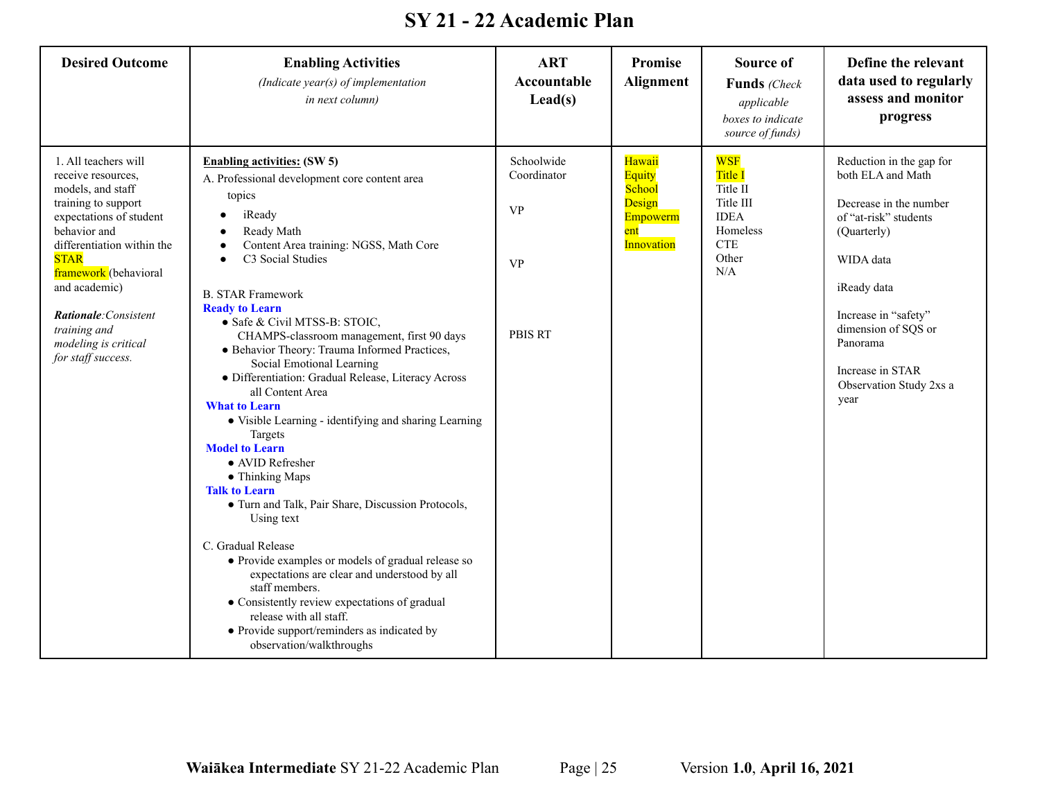# SY 21 - 22 Academic Plan

| Desired Outcome | Enabling Activities *(Indicate year(s) of implementation in next column)* | ART Accountable Lead(s) | Promise Alignment | Source of Funds *(Check applicable boxes to indicate source of funds)* | Define the relevant data used to regularly assess and monitor progress |
|---|---|---|---|---|---|
| 1. All teachers will receive resources, models, and staff training to support expectations of student behavior and differentiation within the STAR framework (behavioral and academic)<br><br>***Rationale**:Consistent training and modeling is critical for staff success.* | **Enabling activities: (SW 5)**<br>A. Professional development core content area topics<br>● iReady<br>● Ready Math<br>● Content Area training: NGSS, Math Core<br>● C3 Social Studies<br><br>B. STAR Framework<br>**Ready to Learn**<br>● Safe & Civil MTSS-B: STOIC, CHAMPS-classroom management, first 90 days<br>● Behavior Theory: Trauma Informed Practices, Social Emotional Learning<br>● Differentiation: Gradual Release, Literacy Across all Content Area<br>**What to Learn**<br>● Visible Learning - identifying and sharing Learning Targets<br>**Model to Learn**<br>● AVID Refresher<br>● Thinking Maps<br>**Talk to Learn**<br>● Turn and Talk, Pair Share, Discussion Protocols, Using text<br><br>C. Gradual Release<br>● Provide examples or models of gradual release so expectations are clear and understood by all staff members.<br>● Consistently review expectations of gradual release with all staff.<br>● Provide support/reminders as indicated by observation/walkthroughs | Schoolwide Coordinator<br><br>VP<br><br>VP<br><br>PBIS RT | Hawaii Equity School Design Empowerment Innovation | WSF<br>Title I<br>Title II<br>Title III<br>IDEA<br>Homeless<br>CTE<br>Other<br>N/A | Reduction in the gap for both ELA and Math<br><br>Decrease in the number of "at-risk" students (Quarterly)<br><br>WIDA data<br><br>iReady data<br><br>Increase in "safety" dimension of SQS or Panorama<br><br>Increase in STAR Observation Study 2xs a year |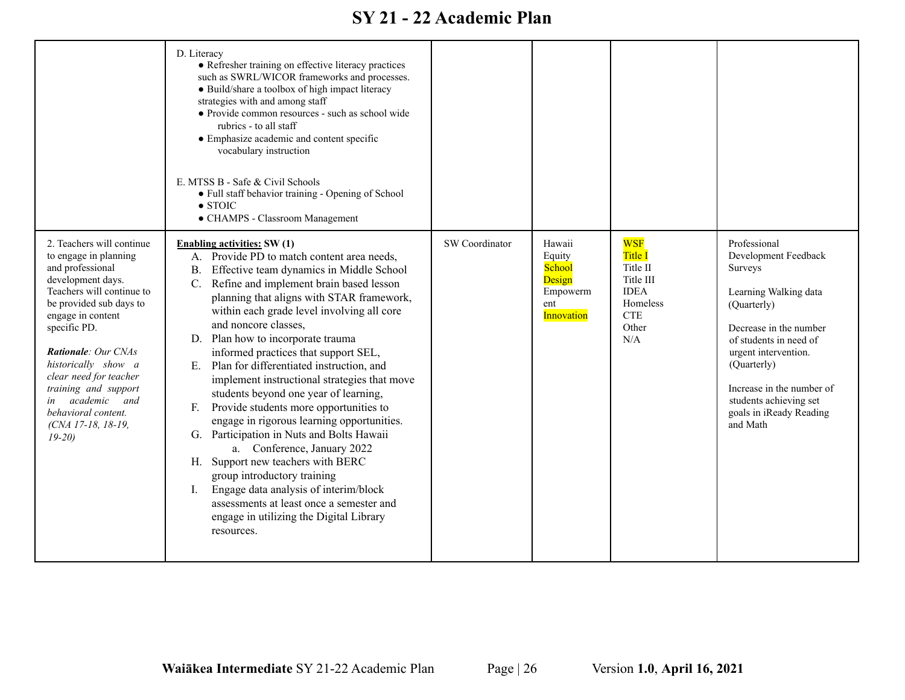# SY 21 - 22 Academic Plan

| | | | | | |
|---|---|---|---|---|---|
| | D. Literacy<br>● Refresher training on effective literacy practices such as SWRL/WICOR frameworks and processes.<br>● Build/share a toolbox of high impact literacy strategies with and among staff<br>● Provide common resources - such as school wide rubrics - to all staff<br>● Emphasize academic and content specific vocabulary instruction<br><br>E. MTSS B - Safe & Civil Schools<br>● Full staff behavior training - Opening of School<br>● STOIC<br>● CHAMPS - Classroom Management | | | | |
| 2. Teachers will continue to engage in planning and professional development days. Teachers will continue to be provided sub days to engage in content specific PD.<br><br>***Rationale**: Our CNAs historically show a clear need for teacher training and support in academic and behavioral content. (CNA 17-18, 18-19, 19-20)* | **Enabling activities: SW (1)**<br>A. Provide PD to match content area needs,<br>B. Effective team dynamics in Middle School<br>C. Refine and implement brain based lesson planning that aligns with STAR framework, within each grade level involving all core and noncore classes,<br>D. Plan how to incorporate trauma informed practices that support SEL,<br>E. Plan for differentiated instruction, and implement instructional strategies that move students beyond one year of learning,<br>F. Provide students more opportunities to engage in rigorous learning opportunities.<br>G. Participation in Nuts and Bolts Hawaii<br>a. Conference, January 2022<br>H. Support new teachers with BERC group introductory training<br>I. Engage data analysis of interim/block assessments at least once a semester and engage in utilizing the Digital Library resources. | SW Coordinator | Hawaii Equity<br>School Design<br>Empowerment<br>Innovation | WSF<br>Title I<br>Title II<br>Title III<br>IDEA<br>Homeless<br>CTE<br>Other<br>N/A | Professional Development Feedback Surveys<br><br>Learning Walking data (Quarterly)<br><br>Decrease in the number of students in need of urgent intervention. (Quarterly)<br><br>Increase in the number of students achieving set goals in iReady Reading and Math |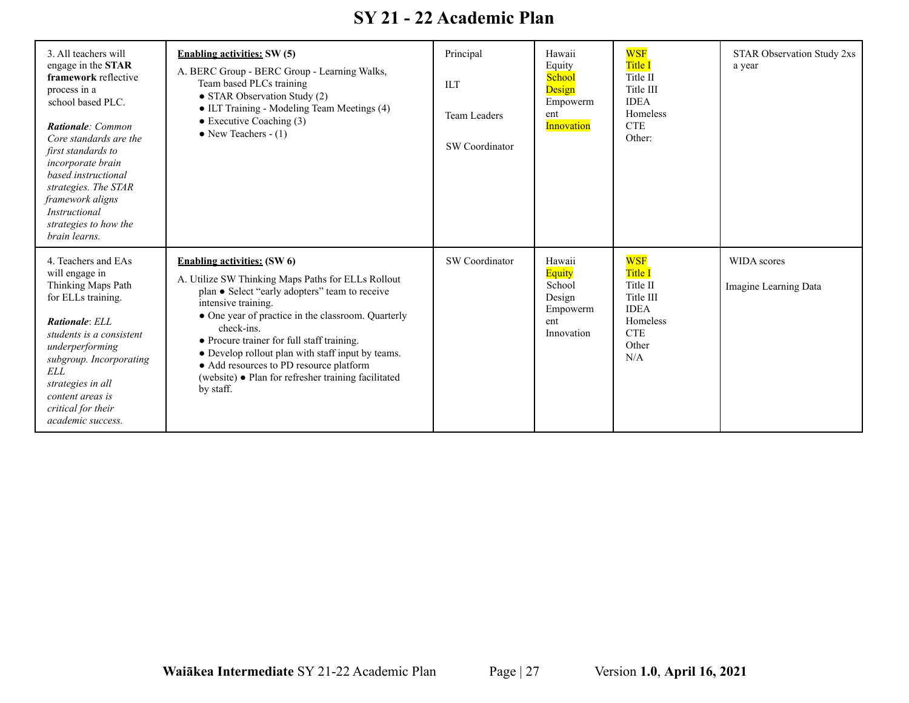# SY 21 - 22 Academic Plan

| | | | | | |
|---|---|---|---|---|---|
| 3. All teachers will engage in the **STAR framework** reflective process in a school based PLC.<br><br>***Rationale****: Common Core standards are the first standards to incorporate brain based instructional strategies. The STAR framework aligns Instructional strategies to how the brain learns.* | **Enabling activities: SW (5)**<br>A. BERC Group - BERC Group - Learning Walks, Team based PLCs training<br>● STAR Observation Study (2)<br>● ILT Training - Modeling Team Meetings (4)<br>● Executive Coaching (3)<br>● New Teachers - (1) | Principal<br><br>ILT<br><br>Team Leaders<br><br>SW Coordinator | Hawaii Equity School Design Empowerment Innovation | WSF<br>Title I<br>Title II<br>Title III<br>IDEA<br>Homeless<br>CTE<br>Other: | STAR Observation Study 2xs a year |
| 4. Teachers and EAs will engage in Thinking Maps Path for ELLs training.<br><br>***Rationale****: ELL students is a consistent underperforming subgroup. Incorporating ELL strategies in all content areas is critical for their academic success.* | **Enabling activities: (SW 6)**<br>A. Utilize SW Thinking Maps Paths for ELLs Rollout plan ● Select "early adopters" team to receive intensive training.<br>● One year of practice in the classroom. Quarterly check-ins.<br>● Procure trainer for full staff training.<br>● Develop rollout plan with staff input by teams.<br>● Add resources to PD resource platform (website) ● Plan for refresher training facilitated by staff. | SW Coordinator | Hawaii Equity School Design Empowerment Innovation | WSF<br>Title I<br>Title II<br>Title III<br>IDEA<br>Homeless<br>CTE<br>Other<br>N/A | WIDA scores<br><br>Imagine Learning Data |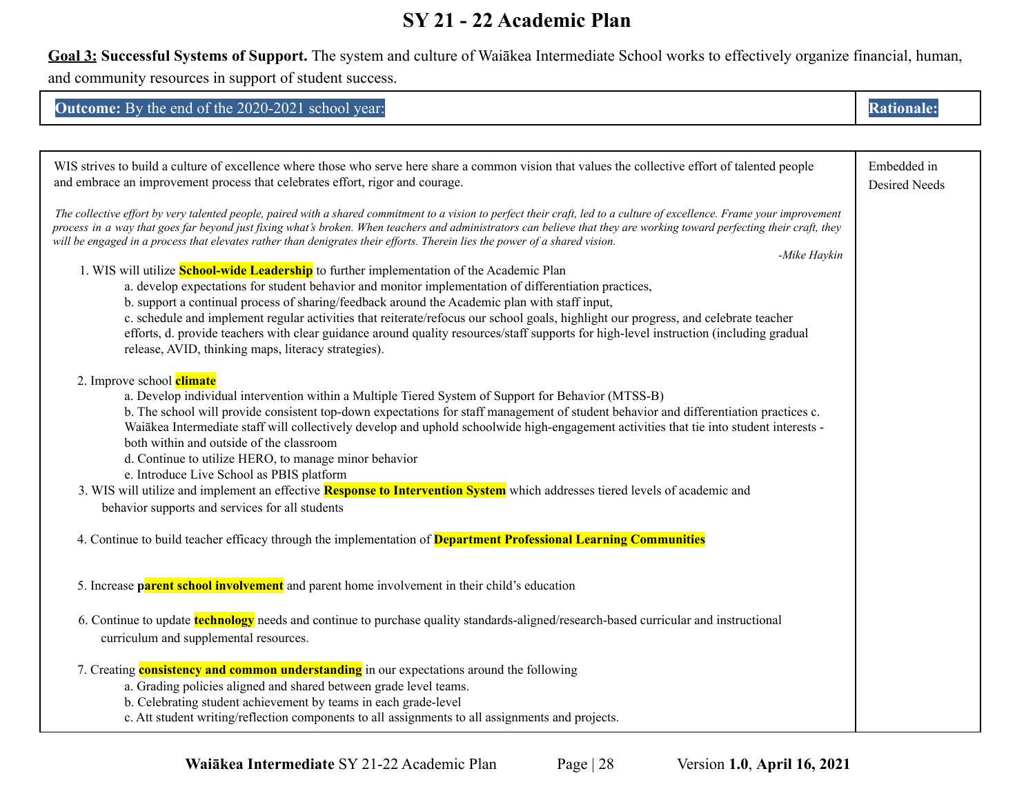# SY 21 - 22 Academic Plan

**Goal 3:** **Successful Systems of Support.** The system and culture of Waiākea Intermediate School works to effectively organize financial, human, and community resources in support of student success.

| **Outcome:** By the end of the 2020-2021 school year: | **Rationale:** |
|---|---|
| WIS strives to build a culture of excellence where those who serve here share a common vision that values the collective effort of talented people and embrace an improvement process that celebrates effort, rigor and courage.<br><br>*The collective effort by very talented people, paired with a shared commitment to a vision to perfect their craft, led to a culture of excellence. Frame your improvement process in a way that goes far beyond just fixing what's broken. When teachers and administrators can believe that they are working toward perfecting their craft, they will be engaged in a process that elevates rather than denigrates their efforts. Therein lies the power of a shared vision.*<br>*-Mike Haykin*<br><br>1. WIS will utilize **School-wide Leadership** to further implementation of the Academic Plan<br>a. develop expectations for student behavior and monitor implementation of differentiation practices,<br>b. support a continual process of sharing/feedback around the Academic plan with staff input,<br>c. schedule and implement regular activities that reiterate/refocus our school goals, highlight our progress, and celebrate teacher efforts, d. provide teachers with clear guidance around quality resources/staff supports for high-level instruction (including gradual release, AVID, thinking maps, literacy strategies).<br><br>2. Improve school **climate**<br>a. Develop individual intervention within a Multiple Tiered System of Support for Behavior (MTSS-B)<br>b. The school will provide consistent top-down expectations for staff management of student behavior and differentiation practices c. Waiākea Intermediate staff will collectively develop and uphold schoolwide high-engagement activities that tie into student interests - both within and outside of the classroom<br>d. Continue to utilize HERO, to manage minor behavior<br>e. Introduce Live School as PBIS platform<br>3. WIS will utilize and implement an effective **Response to Intervention System** which addresses tiered levels of academic and behavior supports and services for all students<br><br>4. Continue to build teacher efficacy through the implementation of **Department Professional Learning Communities**<br><br>5. Increase **parent school involvement** and parent home involvement in their child's education<br><br>6. Continue to update **technology** needs and continue to purchase quality standards-aligned/research-based curricular and instructional curriculum and supplemental resources.<br><br>7. Creating **consistency and common understanding** in our expectations around the following<br>a. Grading policies aligned and shared between grade level teams.<br>b. Celebrating student achievement by teams in each grade-level<br>c. Att student writing/reflection components to all assignments to all assignments and projects. | Embedded in Desired Needs |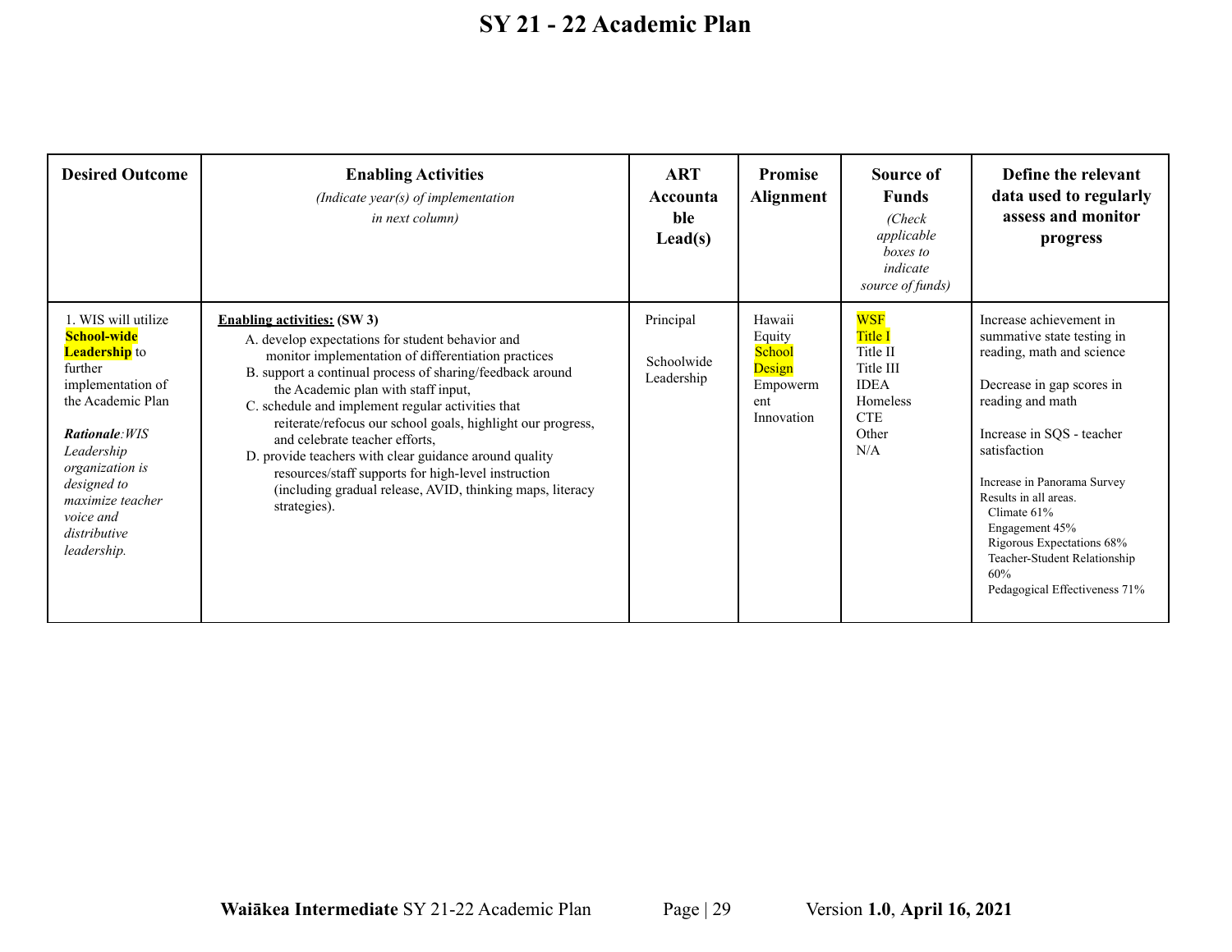# SY 21 - 22 Academic Plan

| Desired Outcome | Enabling Activities *(Indicate year(s) of implementation in next column)* | ART Accountable Lead(s) | Promise Alignment | Source of Funds *(Check applicable boxes to indicate source of funds)* | Define the relevant data used to regularly assess and monitor progress |
|---|---|---|---|---|---|
| 1. WIS will utilize **School-wide Leadership** to further implementation of the Academic Plan<br><br>***Rationale**:WIS Leadership organization is designed to maximize teacher voice and distributive leadership.* | **Enabling activities: (SW 3)**<br>A. develop expectations for student behavior and monitor implementation of differentiation practices<br>B. support a continual process of sharing/feedback around the Academic plan with staff input,<br>C. schedule and implement regular activities that reiterate/refocus our school goals, highlight our progress, and celebrate teacher efforts,<br>D. provide teachers with clear guidance around quality resources/staff supports for high-level instruction (including gradual release, AVID, thinking maps, literacy strategies). | Principal<br><br>Schoolwide Leadership | Hawaii Equity<br>School Design<br>Empowerment<br>Innovation | WSF<br>Title I<br>Title II<br>Title III<br>IDEA<br>Homeless<br>CTE<br>Other<br>N/A | Increase achievement in summative state testing in reading, math and science<br><br>Decrease in gap scores in reading and math<br><br>Increase in SQS - teacher satisfaction<br><br>Increase in Panorama Survey Results in all areas.<br>Climate 61%<br>Engagement 45%<br>Rigorous Expectations 68%<br>Teacher-Student Relationship 60%<br>Pedagogical Effectiveness 71% |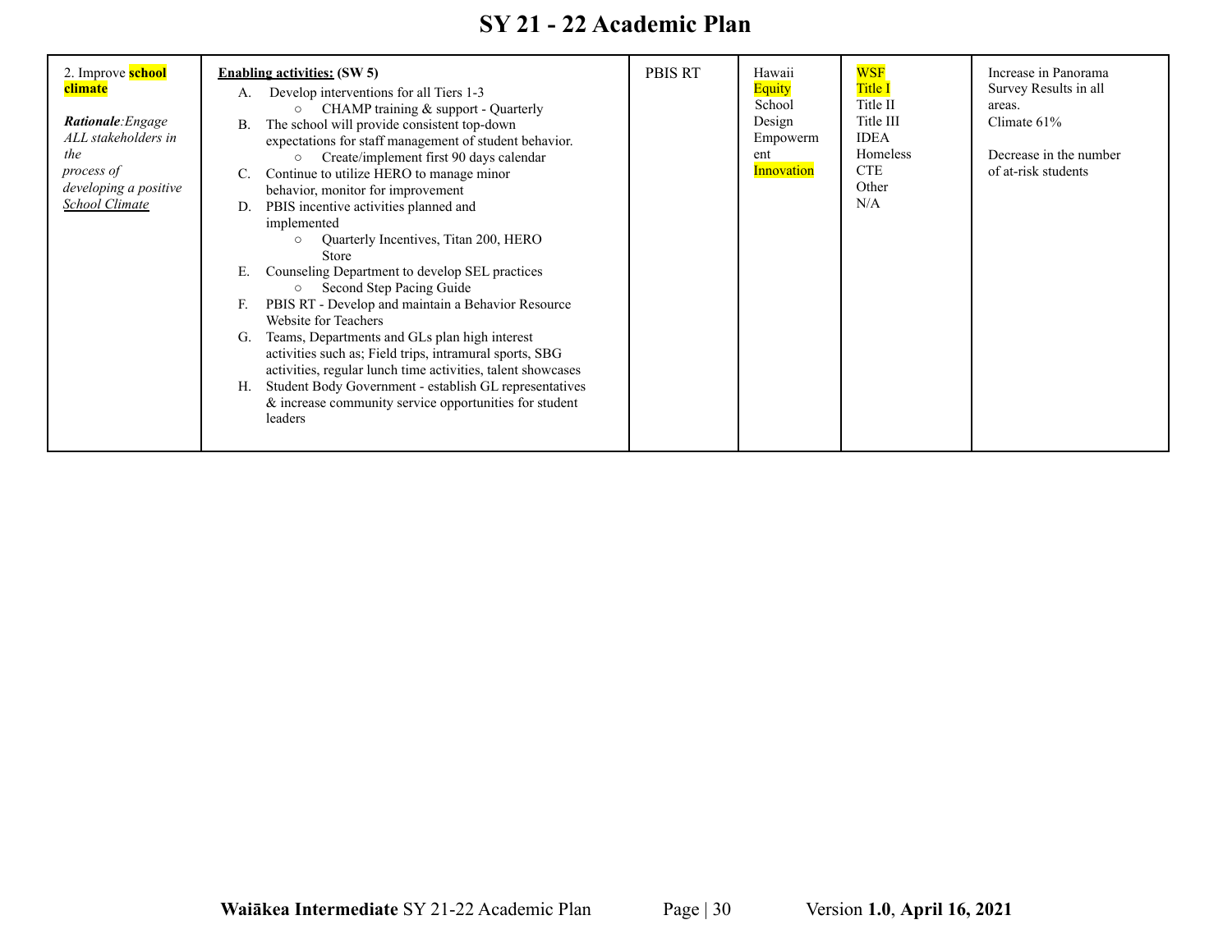# SY 21 - 22 Academic Plan

| | | | | | |
|---|---|---|---|---|---|
| 2. Improve **school climate**<br><br>***Rationale***:*Engage ALL stakeholders in the process of developing a positive School Climate* | **Enabling activities: (SW 5)**<br>A. Develop interventions for all Tiers 1-3<br>○ CHAMP training & support - Quarterly<br>B. The school will provide consistent top-down expectations for staff management of student behavior.<br>○ Create/implement first 90 days calendar<br>C. Continue to utilize HERO to manage minor behavior, monitor for improvement<br>D. PBIS incentive activities planned and implemented<br>○ Quarterly Incentives, Titan 200, HERO Store<br>E. Counseling Department to develop SEL practices<br>○ Second Step Pacing Guide<br>F. PBIS RT - Develop and maintain a Behavior Resource Website for Teachers<br>G. Teams, Departments and GLs plan high interest activities such as; Field trips, intramural sports, SBG activities, regular lunch time activities, talent showcases<br>H. Student Body Government - establish GL representatives & increase community service opportunities for student leaders | PBIS RT | Hawaii<br>Equity<br>School Design<br>Empowerment<br>Innovation | WSF<br>Title I<br>Title II<br>Title III<br>IDEA<br>Homeless<br>CTE<br>Other<br>N/A | Increase in Panorama Survey Results in all areas.<br>Climate 61%<br><br>Decrease in the number of at-risk students |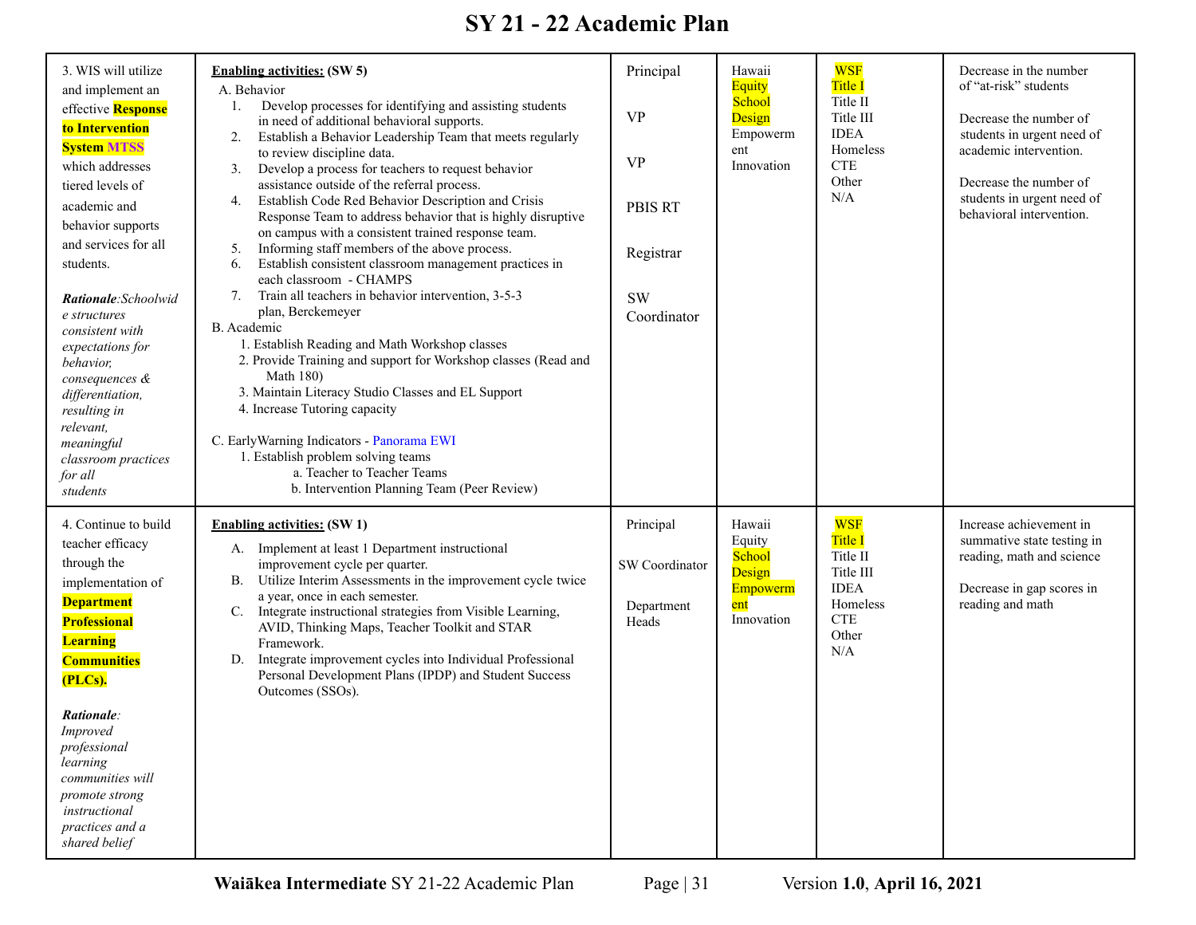# SY 21 - 22 Academic Plan

| | | | | | |
|---|---|---|---|---|---|
| 3. WIS will utilize and implement an effective **Response to Intervention System** **MTSS** which addresses tiered levels of academic and behavior supports and services for all students.<br><br>***Rationale***:*Schoolwide structures consistent with expectations for behavior, consequences & differentiation, resulting in relevant, meaningful classroom practices for all students* | **Enabling activities: (SW 5)**<br>A. Behavior<br>1. Develop processes for identifying and assisting students in need of additional behavioral supports.<br>2. Establish a Behavior Leadership Team that meets regularly to review discipline data.<br>3. Develop a process for teachers to request behavior assistance outside of the referral process.<br>4. Establish Code Red Behavior Description and Crisis Response Team to address behavior that is highly disruptive on campus with a consistent trained response team.<br>5. Informing staff members of the above process.<br>6. Establish consistent classroom management practices in each classroom - CHAMPS<br>7. Train all teachers in behavior intervention, 3-5-3 plan, Berckemeyer<br>B. Academic<br>1. Establish Reading and Math Workshop classes<br>2. Provide Training and support for Workshop classes (Read and Math 180)<br>3. Maintain Literacy Studio Classes and EL Support<br>4. Increase Tutoring capacity<br><br>C. EarlyWarning Indicators - Panorama EWI<br>1. Establish problem solving teams<br>a. Teacher to Teacher Teams<br>b. Intervention Planning Team (Peer Review) | Principal<br><br>VP<br><br>VP<br><br>PBIS RT<br><br>Registrar<br><br>SW Coordinator | Hawaii **Equity** **School Design** Empowerment Innovation | **WSF** **Title I** Title II Title III IDEA Homeless CTE Other N/A | Decrease in the number of "at-risk" students<br><br>Decrease the number of students in urgent need of academic intervention.<br><br>Decrease the number of students in urgent need of behavioral intervention. |
| 4. Continue to build teacher efficacy through the implementation of **Department Professional Learning Communities (PLCs).**<br><br>***Rationale***: *Improved professional learning communities will promote strong instructional practices and a shared belief* | **Enabling activities: (SW 1)**<br>A. Implement at least 1 Department instructional improvement cycle per quarter.<br>B. Utilize Interim Assessments in the improvement cycle twice a year, once in each semester.<br>C. Integrate instructional strategies from Visible Learning, AVID, Thinking Maps, Teacher Toolkit and STAR Framework.<br>D. Integrate improvement cycles into Individual Professional Personal Development Plans (IPDP) and Student Success Outcomes (SSOs). | Principal<br><br>SW Coordinator<br><br>Department Heads | Hawaii Equity **School Design** **Empowerment** Innovation | **WSF** **Title I** Title II Title III IDEA Homeless CTE Other N/A | Increase achievement in summative state testing in reading, math and science<br><br>Decrease in gap scores in reading and math |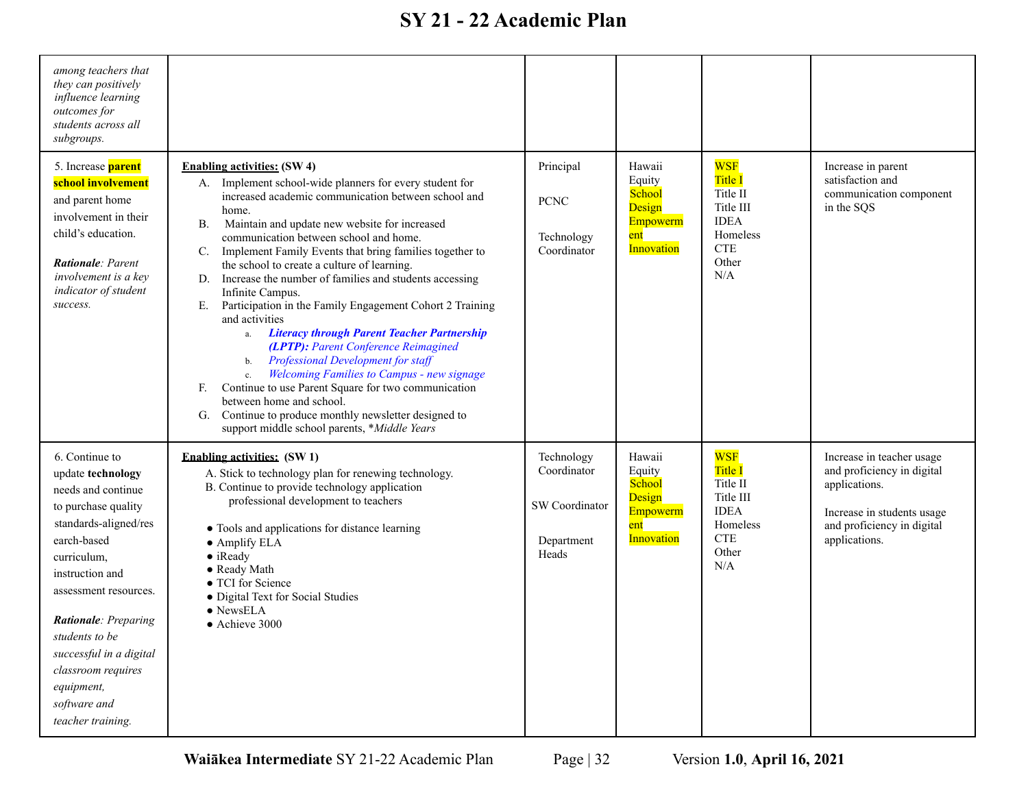# SY 21 - 22 Academic Plan

| | | | | | |
|---|---|---|---|---|---|
| *among teachers that they can positively influence learning outcomes for students across all subgroups.* | | | | | |
| 5. Increase **parent school involvement** and parent home involvement in their child's education.<br><br>***Rationale**: Parent involvement is a key indicator of student success.* | **Enabling activities:** **(SW 4)**<br>A. Implement school-wide planners for every student for increased academic communication between school and home.<br>B. Maintain and update new website for increased communication between school and home.<br>C. Implement Family Events that bring families together to the school to create a culture of learning.<br>D. Increase the number of families and students accessing Infinite Campus.<br>E. Participation in the Family Engagement Cohort 2 Training and activities<br>&nbsp;&nbsp;&nbsp;&nbsp;a. ***Literacy through Parent Teacher Partnership (LPTP):*** *Parent Conference Reimagined*<br>&nbsp;&nbsp;&nbsp;&nbsp;b. *Professional Development for staff*<br>&nbsp;&nbsp;&nbsp;&nbsp;c. *Welcoming Families to Campus - new signage*<br>F. Continue to use Parent Square for two communication between home and school.<br>G. Continue to produce monthly newsletter designed to support middle school parents, **Middle Years* | Principal<br><br>PCNC<br><br>Technology Coordinator | Hawaii Equity School Design Empowerment Innovation | WSF<br>Title I<br>Title II<br>Title III<br>IDEA<br>Homeless<br>CTE<br>Other<br>N/A | Increase in parent satisfaction and communication component in the SQS |
| 6. Continue to update **technology** needs and continue to purchase quality standards-aligned/research-based curriculum, instruction and assessment resources.<br><br>***Rationale**: Preparing students to be successful in a digital classroom requires equipment, software and teacher training.* | **Enabling activities:** **(SW 1)**<br>A. Stick to technology plan for renewing technology.<br>B. Continue to provide technology application professional development to teachers<br><br>● Tools and applications for distance learning<br>● Amplify ELA<br>● iReady<br>● Ready Math<br>● TCI for Science<br>● Digital Text for Social Studies<br>● NewsELA<br>● Achieve 3000 | Technology Coordinator<br><br>SW Coordinator<br><br>Department Heads | Hawaii Equity School Design Empowerment Innovation | WSF<br>Title I<br>Title II<br>Title III<br>IDEA<br>Homeless<br>CTE<br>Other<br>N/A | Increase in teacher usage and proficiency in digital applications.<br><br>Increase in students usage and proficiency in digital applications. |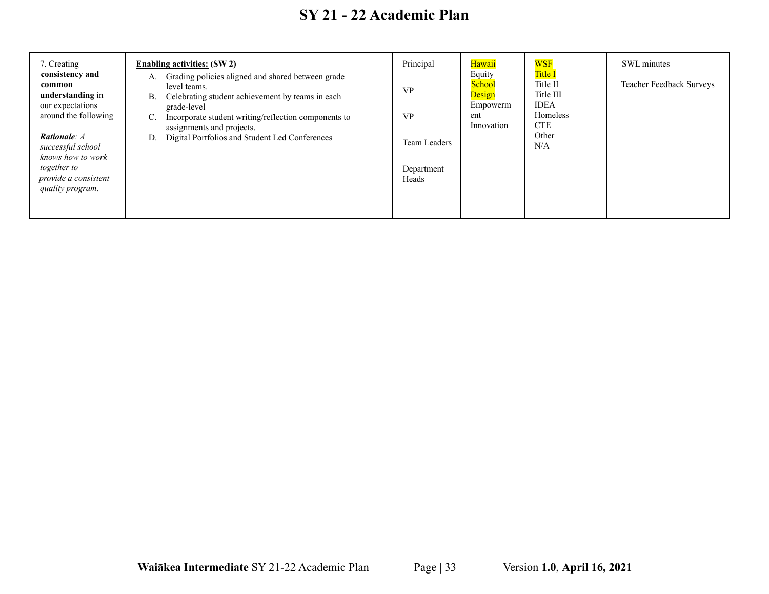# SY 21 - 22 Academic Plan

| | | | | | |
|---|---|---|---|---|---|
| 7. Creating **consistency and common understanding** in our expectations around the following<br><br>***Rationale**: A successful school knows how to work together to provide a consistent quality program.* | **Enabling activities: (SW 2)**<br>A. Grading policies aligned and shared between grade level teams.<br>B. Celebrating student achievement by teams in each grade-level<br>C. Incorporate student writing/reflection components to assignments and projects.<br>D. Digital Portfolios and Student Led Conferences | Principal<br><br>VP<br><br>VP<br><br>Team Leaders<br><br>Department Heads | Hawaii<br>Equity<br>School Design<br>Empowerment<br>Innovation | WSF<br>Title I<br>Title II<br>Title III<br>IDEA<br>Homeless<br>CTE<br>Other<br>N/A | SWL minutes<br><br>Teacher Feedback Surveys |